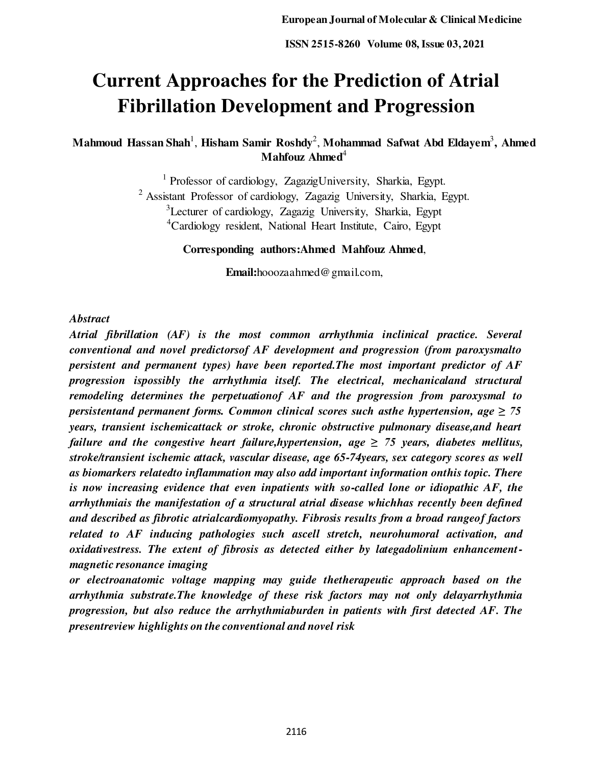# Current Approaches for the Prediction of Atrial Fibrillation Development and Progression

**Mahmoud Hassan Shah**[1], **Hisham Samir Roshdy**[2], **Mohammad Safwat Abd Eldayem**[3], **Ahmed Mahfouz Ahmed**[4]

[1] Professor of cardiology, ZagazigUniversity, Sharkia, Egypt.
[2] Assistant Professor of cardiology, Zagazig University, Sharkia, Egypt.
[3]Lecturer of cardiology, Zagazig University, Sharkia, Egypt
[4]Cardiology resident, National Heart Institute, Cairo, Egypt

**Corresponding authors:Ahmed Mahfouz Ahmed**,

**Email:**hooozaahmed@gmail.com,

***Abstract***

***Atrial fibrillation (AF) is the most common arrhythmia inclinical practice. Several conventional and novel predictorsof AF development and progression (from paroxysmalto persistent and permanent types) have been reported.The most important predictor of AF progression ispossibly the arrhythmia itself. The electrical, mechanicaland structural remodeling determines the perpetuationof AF and the progression from paroxysmal to persistentand permanent forms. Common clinical scores such asthe hypertension, age ≥ 75 years, transient ischemicattack or stroke, chronic obstructive pulmonary disease,and heart failure and the congestive heart failure,hypertension, age ≥ 75 years, diabetes mellitus, stroke/transient ischemic attack, vascular disease, age 65-74years, sex category scores as well as biomarkers relatedto inflammation may also add important information onthis topic. There is now increasing evidence that even inpatients with so-called lone or idiopathic AF, the arrhythmiais the manifestation of a structural atrial disease whichhas recently been defined and described as fibrotic atrialcardiomyopathy. Fibrosis results from a broad rangeof factors related to AF inducing pathologies such ascell stretch, neurohumoral activation, and oxidativestress. The extent of fibrosis as detected either by lategadolinium enhancement-magnetic resonance imaging or electroanatomic voltage mapping may guide thetherapeutic approach based on the arrhythmia substrate.The knowledge of these risk factors may not only delayarrhythmia progression, but also reduce the arrhythmiaburden in patients with first detected AF. The presentreview highlights on the conventional and novel risk***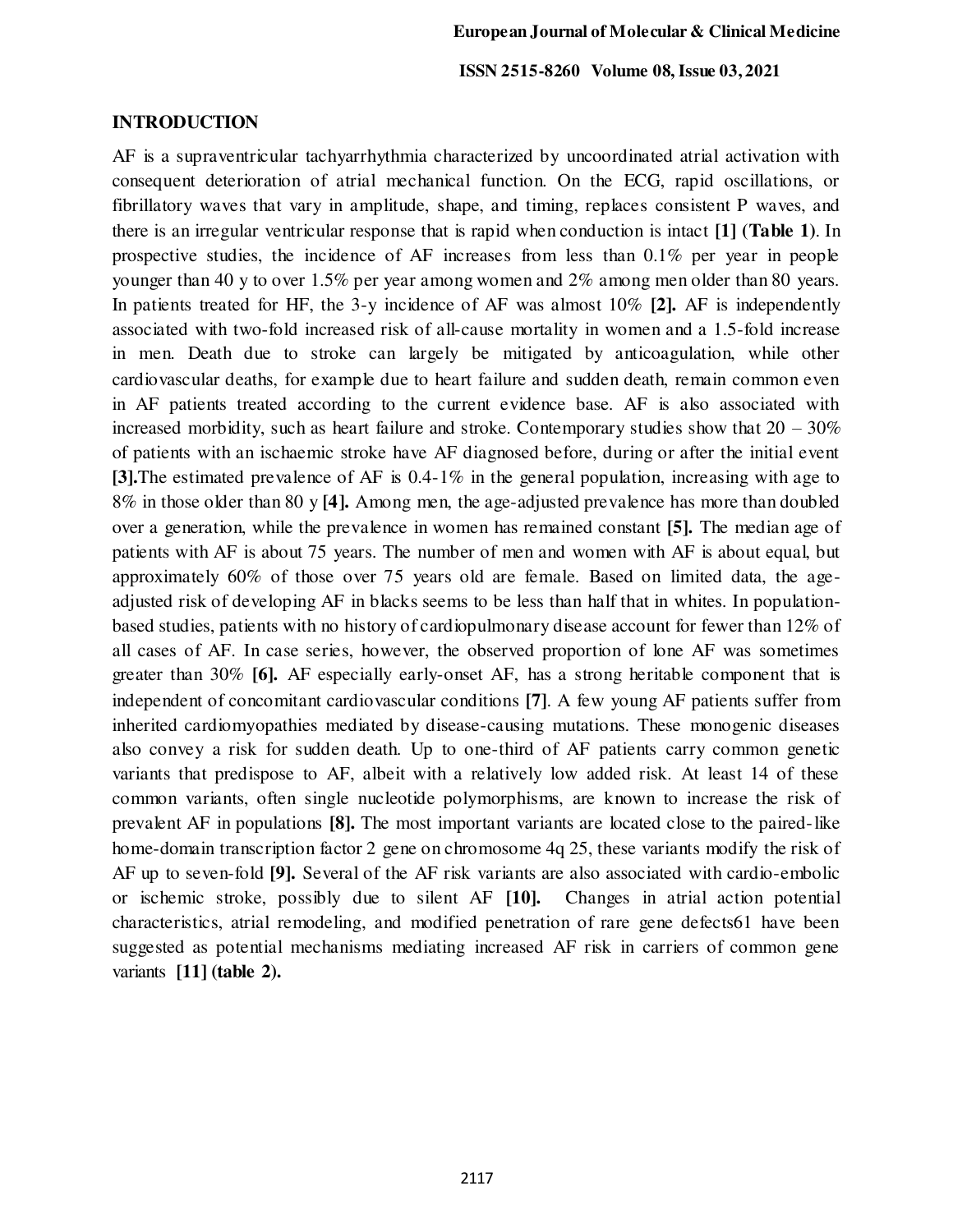## INTRODUCTION

AF is a supraventricular tachyarrhythmia characterized by uncoordinated atrial activation with consequent deterioration of atrial mechanical function. On the ECG, rapid oscillations, or fibrillatory waves that vary in amplitude, shape, and timing, replaces consistent P waves, and there is an irregular ventricular response that is rapid when conduction is intact **[1] (Table 1)**. In prospective studies, the incidence of AF increases from less than 0.1% per year in people younger than 40 y to over 1.5% per year among women and 2% among men older than 80 years. In patients treated for HF, the 3-y incidence of AF was almost 10% **[2].** AF is independently associated with two-fold increased risk of all-cause mortality in women and a 1.5-fold increase in men. Death due to stroke can largely be mitigated by anticoagulation, while other cardiovascular deaths, for example due to heart failure and sudden death, remain common even in AF patients treated according to the current evidence base. AF is also associated with increased morbidity, such as heart failure and stroke. Contemporary studies show that 20 – 30% of patients with an ischaemic stroke have AF diagnosed before, during or after the initial event **[3].**The estimated prevalence of AF is 0.4-1% in the general population, increasing with age to 8% in those older than 80 y **[4].** Among men, the age-adjusted prevalence has more than doubled over a generation, while the prevalence in women has remained constant **[5].** The median age of patients with AF is about 75 years. The number of men and women with AF is about equal, but approximately 60% of those over 75 years old are female. Based on limited data, the age-adjusted risk of developing AF in blacks seems to be less than half that in whites. In population-based studies, patients with no history of cardiopulmonary disease account for fewer than 12% of all cases of AF. In case series, however, the observed proportion of lone AF was sometimes greater than 30% **[6].** AF especially early-onset AF, has a strong heritable component that is independent of concomitant cardiovascular conditions **[7]**. A few young AF patients suffer from inherited cardiomyopathies mediated by disease-causing mutations. These monogenic diseases also convey a risk for sudden death. Up to one-third of AF patients carry common genetic variants that predispose to AF, albeit with a relatively low added risk. At least 14 of these common variants, often single nucleotide polymorphisms, are known to increase the risk of prevalent AF in populations **[8].** The most important variants are located close to the paired-like home-domain transcription factor 2 gene on chromosome 4q 25, these variants modify the risk of AF up to seven-fold **[9].** Several of the AF risk variants are also associated with cardio-embolic or ischemic stroke, possibly due to silent AF **[10].** Changes in atrial action potential characteristics, atrial remodeling, and modified penetration of rare gene defects61 have been suggested as potential mechanisms mediating increased AF risk in carriers of common gene variants **[11] (table 2).**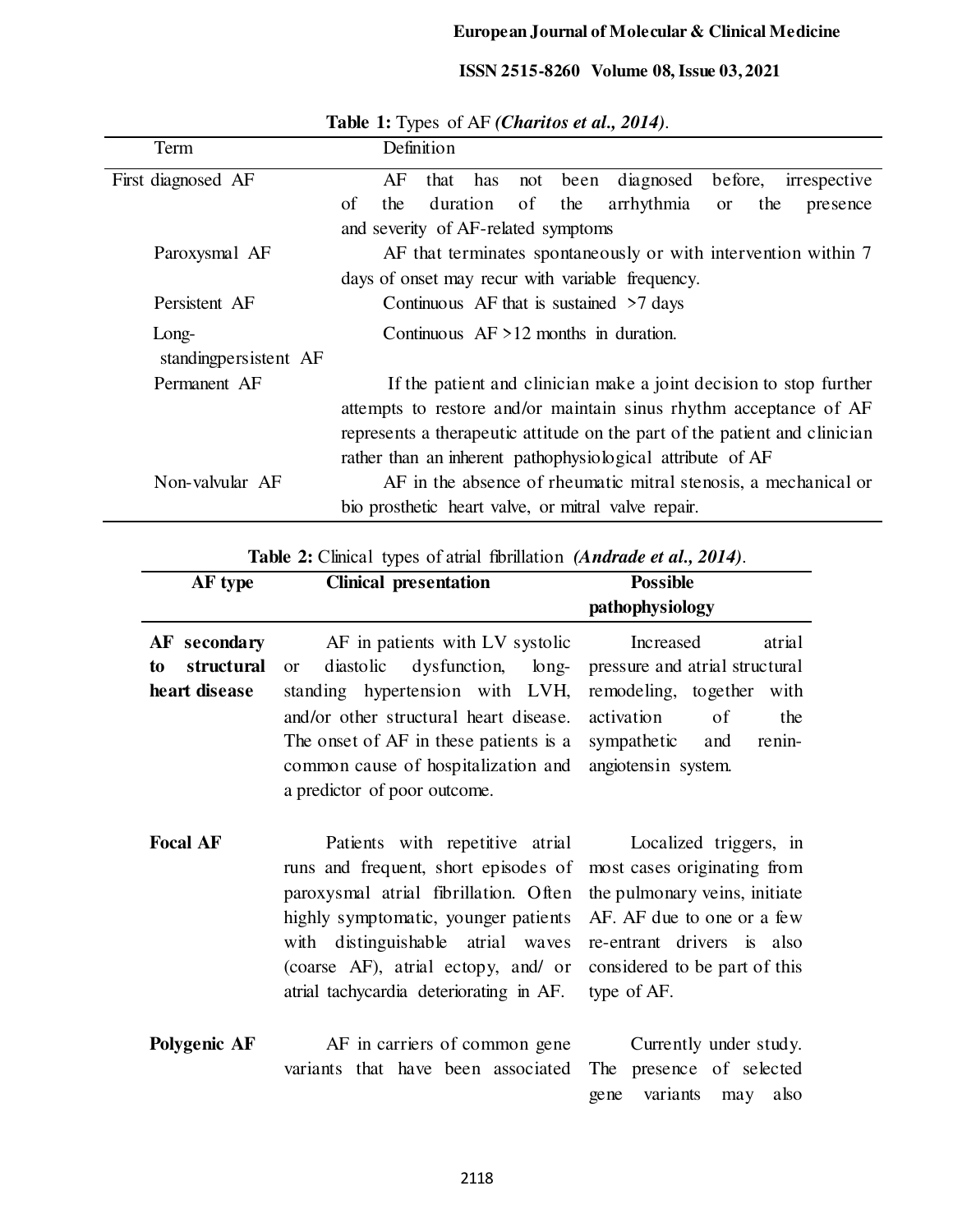**Table 1:** Types of AF *(Charitos et al., 2014)*.

| Term | Definition |
|---|---|
| First diagnosed AF | AF that has not been diagnosed before, irrespective of the duration of the arrhythmia or the presence and severity of AF-related symptoms |
| Paroxysmal AF | AF that terminates spontaneously or with intervention within 7 days of onset may recur with variable frequency. |
| Persistent AF | Continuous AF that is sustained >7 days |
| Long-standingpersistent AF | Continuous AF >12 months in duration. |
| Permanent AF | If the patient and clinician make a joint decision to stop further attempts to restore and/or maintain sinus rhythm acceptance of AF represents a therapeutic attitude on the part of the patient and clinician rather than an inherent pathophysiological attribute of AF |
| Non-valvular AF | AF in the absence of rheumatic mitral stenosis, a mechanical or bio prosthetic heart valve, or mitral valve repair. |

**Table 2:** Clinical types of atrial fibrillation *(Andrade et al., 2014)*.

| AF type | Clinical presentation | Possible pathophysiology |
|---|---|---|
| **AF secondary to structural heart disease** | AF in patients with LV systolic or diastolic dysfunction, long-standing hypertension with LVH, and/or other structural heart disease. The onset of AF in these patients is a common cause of hospitalization and a predictor of poor outcome. | Increased atrial pressure and atrial structural remodeling, together with activation of the sympathetic and renin-angiotensin system. |
| **Focal AF** | Patients with repetitive atrial runs and frequent, short episodes of paroxysmal atrial fibrillation. Often highly symptomatic, younger patients with distinguishable atrial waves (coarse AF), atrial ectopy, and/ or atrial tachycardia deteriorating in AF. | Localized triggers, in most cases originating from the pulmonary veins, initiate AF. AF due to one or a few re-entrant drivers is also considered to be part of this type of AF. |
| **Polygenic AF** | AF in carriers of common gene variants that have been associated | Currently under study. The presence of selected gene variants may also |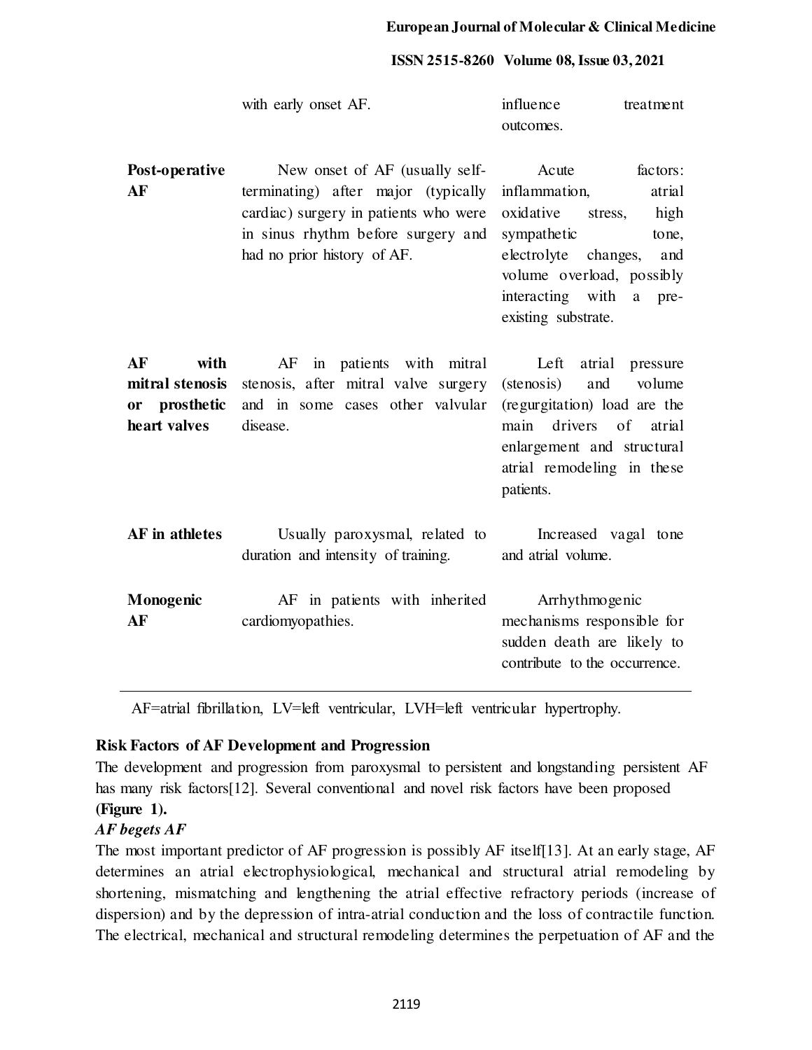| | | |
|---|---|---|
| | with early onset AF. | influence treatment outcomes. |
| **Post-operative AF** | New onset of AF (usually self-terminating) after major (typically cardiac) surgery in patients who were in sinus rhythm before surgery and had no prior history of AF. | Acute factors: inflammation, atrial oxidative stress, high sympathetic tone, electrolyte changes, and volume overload, possibly interacting with a pre-existing substrate. |
| **AF with mitral stenosis or prosthetic heart valves** | AF in patients with mitral stenosis, after mitral valve surgery and in some cases other valvular disease. | Left atrial pressure (stenosis) and volume (regurgitation) load are the main drivers of atrial enlargement and structural atrial remodeling in these patients. |
| **AF in athletes** | Usually paroxysmal, related to duration and intensity of training. | Increased vagal tone and atrial volume. |
| **Monogenic AF** | AF in patients with inherited cardiomyopathies. | Arrhythmogenic mechanisms responsible for sudden death are likely to contribute to the occurrence. |

AF=atrial fibrillation, LV=left ventricular, LVH=left ventricular hypertrophy.

## Risk Factors of AF Development and Progression

The development and progression from paroxysmal to persistent and longstanding persistent AF has many risk factors[12]. Several conventional and novel risk factors have been proposed **(Figure 1).**

### *AF begets AF*

The most important predictor of AF progression is possibly AF itself[13]. At an early stage, AF determines an atrial electrophysiological, mechanical and structural atrial remodeling by shortening, mismatching and lengthening the atrial effective refractory periods (increase of dispersion) and by the depression of intra-atrial conduction and the loss of contractile function. The electrical, mechanical and structural remodeling determines the perpetuation of AF and the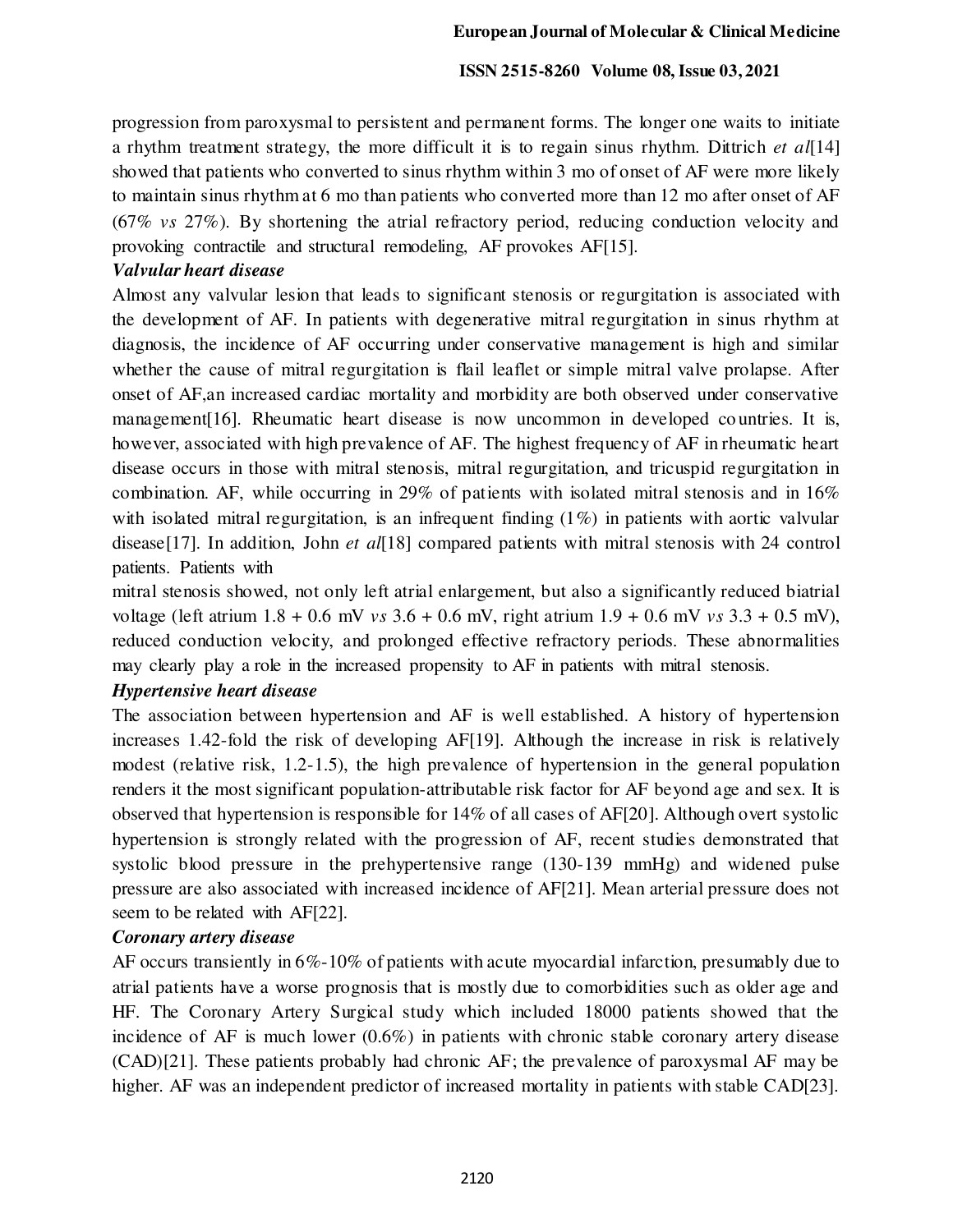progression from paroxysmal to persistent and permanent forms. The longer one waits to initiate a rhythm treatment strategy, the more difficult it is to regain sinus rhythm. Dittrich *et al*[14] showed that patients who converted to sinus rhythm within 3 mo of onset of AF were more likely to maintain sinus rhythm at 6 mo than patients who converted more than 12 mo after onset of AF (67% *vs* 27%). By shortening the atrial refractory period, reducing conduction velocity and provoking contractile and structural remodeling, AF provokes AF[15].

***Valvular heart disease***

Almost any valvular lesion that leads to significant stenosis or regurgitation is associated with the development of AF. In patients with degenerative mitral regurgitation in sinus rhythm at diagnosis, the incidence of AF occurring under conservative management is high and similar whether the cause of mitral regurgitation is flail leaflet or simple mitral valve prolapse. After onset of AF,an increased cardiac mortality and morbidity are both observed under conservative management[16]. Rheumatic heart disease is now uncommon in developed countries. It is, however, associated with high prevalence of AF. The highest frequency of AF in rheumatic heart disease occurs in those with mitral stenosis, mitral regurgitation, and tricuspid regurgitation in combination. AF, while occurring in 29% of patients with isolated mitral stenosis and in 16% with isolated mitral regurgitation, is an infrequent finding (1%) in patients with aortic valvular disease[17]. In addition, John *et al*[18] compared patients with mitral stenosis with 24 control patients. Patients with mitral stenosis showed, not only left atrial enlargement, but also a significantly reduced biatrial voltage (left atrium 1.8 + 0.6 mV *vs* 3.6 + 0.6 mV, right atrium 1.9 + 0.6 mV *vs* 3.3 + 0.5 mV), reduced conduction velocity, and prolonged effective refractory periods. These abnormalities may clearly play a role in the increased propensity to AF in patients with mitral stenosis.

***Hypertensive heart disease***

The association between hypertension and AF is well established. A history of hypertension increases 1.42-fold the risk of developing AF[19]. Although the increase in risk is relatively modest (relative risk, 1.2-1.5), the high prevalence of hypertension in the general population renders it the most significant population-attributable risk factor for AF beyond age and sex. It is observed that hypertension is responsible for 14% of all cases of AF[20]. Although overt systolic hypertension is strongly related with the progression of AF, recent studies demonstrated that systolic blood pressure in the prehypertensive range (130-139 mmHg) and widened pulse pressure are also associated with increased incidence of AF[21]. Mean arterial pressure does not seem to be related with AF[22].

***Coronary artery disease***

AF occurs transiently in 6%-10% of patients with acute myocardial infarction, presumably due to atrial patients have a worse prognosis that is mostly due to comorbidities such as older age and HF. The Coronary Artery Surgical study which included 18000 patients showed that the incidence of AF is much lower (0.6%) in patients with chronic stable coronary artery disease (CAD)[21]. These patients probably had chronic AF; the prevalence of paroxysmal AF may be higher. AF was an independent predictor of increased mortality in patients with stable CAD[23].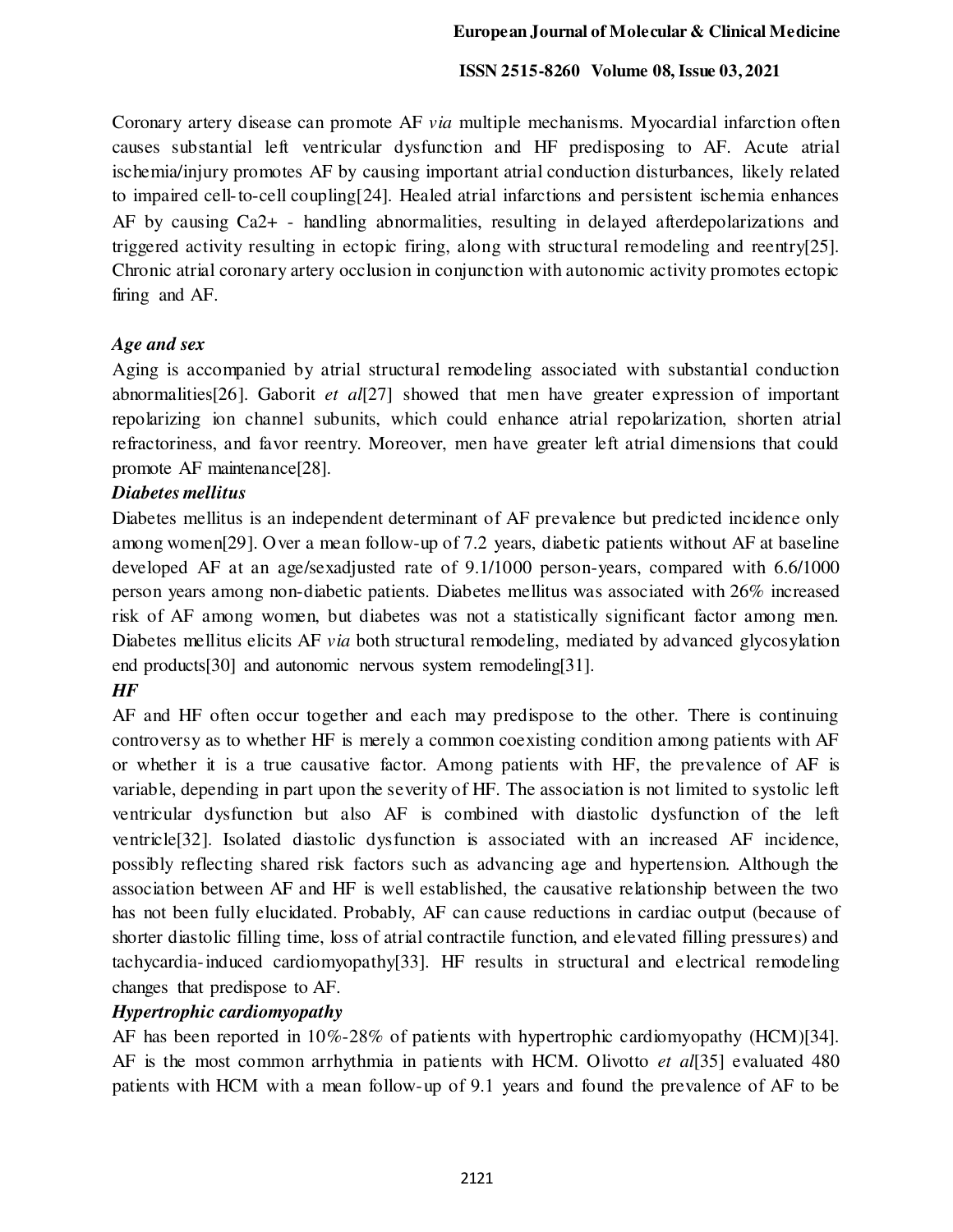Coronary artery disease can promote AF *via* multiple mechanisms. Myocardial infarction often causes substantial left ventricular dysfunction and HF predisposing to AF. Acute atrial ischemia/injury promotes AF by causing important atrial conduction disturbances, likely related to impaired cell-to-cell coupling[24]. Healed atrial infarctions and persistent ischemia enhances AF by causing $Ca2+$ - handling abnormalities, resulting in delayed afterdepolarizations and triggered activity resulting in ectopic firing, along with structural remodeling and reentry[25]. Chronic atrial coronary artery occlusion in conjunction with autonomic activity promotes ectopic firing and AF.

### *Age and sex*

Aging is accompanied by atrial structural remodeling associated with substantial conduction abnormalities[26]. Gaborit *et al*[27] showed that men have greater expression of important repolarizing ion channel subunits, which could enhance atrial repolarization, shorten atrial refractoriness, and favor reentry. Moreover, men have greater left atrial dimensions that could promote AF maintenance[28].

### *Diabetes mellitus*

Diabetes mellitus is an independent determinant of AF prevalence but predicted incidence only among women[29]. Over a mean follow-up of 7.2 years, diabetic patients without AF at baseline developed AF at an age/sexadjusted rate of 9.1/1000 person-years, compared with 6.6/1000 person years among non-diabetic patients. Diabetes mellitus was associated with 26% increased risk of AF among women, but diabetes was not a statistically significant factor among men. Diabetes mellitus elicits AF *via* both structural remodeling, mediated by advanced glycosylation end products[30] and autonomic nervous system remodeling[31].

### *HF*

AF and HF often occur together and each may predispose to the other. There is continuing controversy as to whether HF is merely a common coexisting condition among patients with AF or whether it is a true causative factor. Among patients with HF, the prevalence of AF is variable, depending in part upon the severity of HF. The association is not limited to systolic left ventricular dysfunction but also AF is combined with diastolic dysfunction of the left ventricle[32]. Isolated diastolic dysfunction is associated with an increased AF incidence, possibly reflecting shared risk factors such as advancing age and hypertension. Although the association between AF and HF is well established, the causative relationship between the two has not been fully elucidated. Probably, AF can cause reductions in cardiac output (because of shorter diastolic filling time, loss of atrial contractile function, and elevated filling pressures) and tachycardia-induced cardiomyopathy[33]. HF results in structural and electrical remodeling changes that predispose to AF.

### *Hypertrophic cardiomyopathy*

AF has been reported in 10%-28% of patients with hypertrophic cardiomyopathy (HCM)[34]. AF is the most common arrhythmia in patients with HCM. Olivotto *et al*[35] evaluated 480 patients with HCM with a mean follow-up of 9.1 years and found the prevalence of AF to be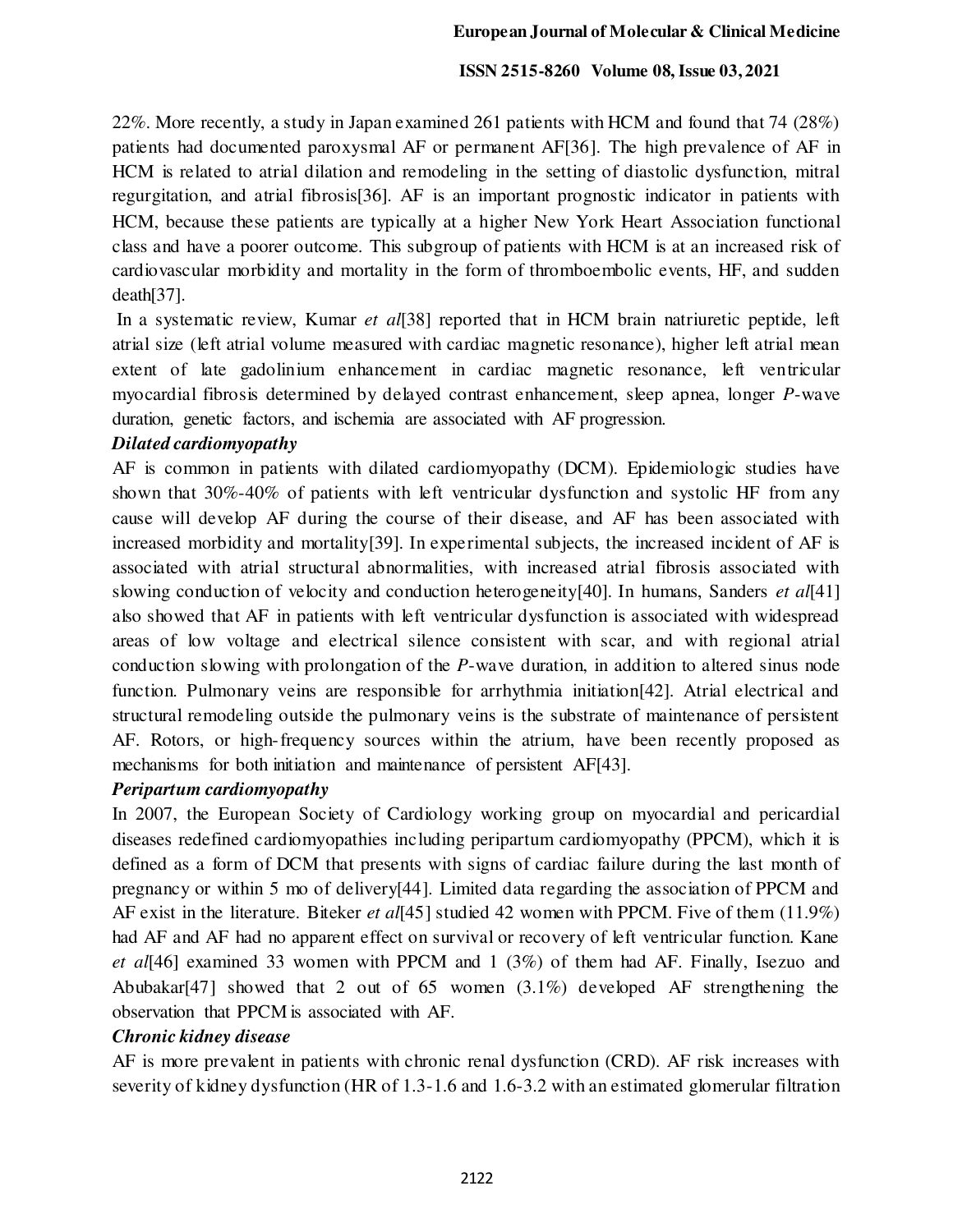22%. More recently, a study in Japan examined 261 patients with HCM and found that 74 (28%) patients had documented paroxysmal AF or permanent AF[36]. The high prevalence of AF in HCM is related to atrial dilation and remodeling in the setting of diastolic dysfunction, mitral regurgitation, and atrial fibrosis[36]. AF is an important prognostic indicator in patients with HCM, because these patients are typically at a higher New York Heart Association functional class and have a poorer outcome. This subgroup of patients with HCM is at an increased risk of cardiovascular morbidity and mortality in the form of thromboembolic events, HF, and sudden death[37].

In a systematic review, Kumar *et al*[38] reported that in HCM brain natriuretic peptide, left atrial size (left atrial volume measured with cardiac magnetic resonance), higher left atrial mean extent of late gadolinium enhancement in cardiac magnetic resonance, left ventricular myocardial fibrosis determined by delayed contrast enhancement, sleep apnea, longer *P*-wave duration, genetic factors, and ischemia are associated with AF progression.

***Dilated cardiomyopathy***

AF is common in patients with dilated cardiomyopathy (DCM). Epidemiologic studies have shown that 30%-40% of patients with left ventricular dysfunction and systolic HF from any cause will develop AF during the course of their disease, and AF has been associated with increased morbidity and mortality[39]. In experimental subjects, the increased incident of AF is associated with atrial structural abnormalities, with increased atrial fibrosis associated with slowing conduction of velocity and conduction heterogeneity[40]. In humans, Sanders *et al*[41] also showed that AF in patients with left ventricular dysfunction is associated with widespread areas of low voltage and electrical silence consistent with scar, and with regional atrial conduction slowing with prolongation of the *P*-wave duration, in addition to altered sinus node function. Pulmonary veins are responsible for arrhythmia initiation[42]. Atrial electrical and structural remodeling outside the pulmonary veins is the substrate of maintenance of persistent AF. Rotors, or high-frequency sources within the atrium, have been recently proposed as mechanisms for both initiation and maintenance of persistent AF[43].

***Peripartum cardiomyopathy***

In 2007, the European Society of Cardiology working group on myocardial and pericardial diseases redefined cardiomyopathies including peripartum cardiomyopathy (PPCM), which it is defined as a form of DCM that presents with signs of cardiac failure during the last month of pregnancy or within 5 mo of delivery[44]. Limited data regarding the association of PPCM and AF exist in the literature. Biteker *et al*[45] studied 42 women with PPCM. Five of them (11.9%) had AF and AF had no apparent effect on survival or recovery of left ventricular function. Kane *et al*[46] examined 33 women with PPCM and 1 (3%) of them had AF. Finally, Isezuo and Abubakar[47] showed that 2 out of 65 women (3.1%) developed AF strengthening the observation that PPCM is associated with AF.

***Chronic kidney disease***

AF is more prevalent in patients with chronic renal dysfunction (CRD). AF risk increases with severity of kidney dysfunction (HR of 1.3-1.6 and 1.6-3.2 with an estimated glomerular filtration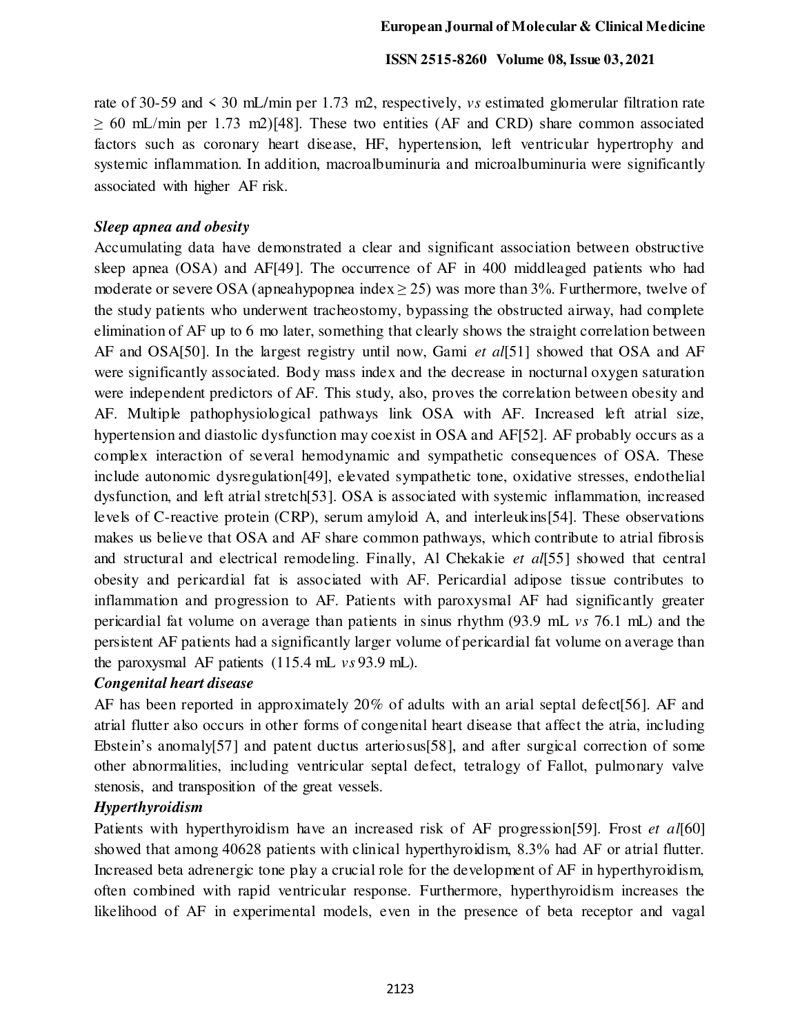rate of 30-59 and < 30 mL/min per 1.73 m2, respectively, *vs* estimated glomerular filtration rate ≥ 60 mL/min per 1.73 m2)[48]. These two entities (AF and CRD) share common associated factors such as coronary heart disease, HF, hypertension, left ventricular hypertrophy and systemic inflammation. In addition, macroalbuminuria and microalbuminuria were significantly associated with higher AF risk.

### *Sleep apnea and obesity*

Accumulating data have demonstrated a clear and significant association between obstructive sleep apnea (OSA) and AF[49]. The occurrence of AF in 400 middleaged patients who had moderate or severe OSA (apneahypopnea index ≥ 25) was more than 3%. Furthermore, twelve of the study patients who underwent tracheostomy, bypassing the obstructed airway, had complete elimination of AF up to 6 mo later, something that clearly shows the straight correlation between AF and OSA[50]. In the largest registry until now, Gami *et al*[51] showed that OSA and AF were significantly associated. Body mass index and the decrease in nocturnal oxygen saturation were independent predictors of AF. This study, also, proves the correlation between obesity and AF. Multiple pathophysiological pathways link OSA with AF. Increased left atrial size, hypertension and diastolic dysfunction may coexist in OSA and AF[52]. AF probably occurs as a complex interaction of several hemodynamic and sympathetic consequences of OSA. These include autonomic dysregulation[49], elevated sympathetic tone, oxidative stresses, endothelial dysfunction, and left atrial stretch[53]. OSA is associated with systemic inflammation, increased levels of C-reactive protein (CRP), serum amyloid A, and interleukins[54]. These observations makes us believe that OSA and AF share common pathways, which contribute to atrial fibrosis and structural and electrical remodeling. Finally, Al Chekakie *et al*[55] showed that central obesity and pericardial fat is associated with AF. Pericardial adipose tissue contributes to inflammation and progression to AF. Patients with paroxysmal AF had significantly greater pericardial fat volume on average than patients in sinus rhythm (93.9 mL *vs* 76.1 mL) and the persistent AF patients had a significantly larger volume of pericardial fat volume on average than the paroxysmal AF patients (115.4 mL *vs* 93.9 mL).

### *Congenital heart disease*

AF has been reported in approximately 20% of adults with an arial septal defect[56]. AF and atrial flutter also occurs in other forms of congenital heart disease that affect the atria, including Ebstein's anomaly[57] and patent ductus arteriosus[58], and after surgical correction of some other abnormalities, including ventricular septal defect, tetralogy of Fallot, pulmonary valve stenosis, and transposition of the great vessels.

### *Hyperthyroidism*

Patients with hyperthyroidism have an increased risk of AF progression[59]. Frost *et al*[60] showed that among 40628 patients with clinical hyperthyroidism, 8.3% had AF or atrial flutter. Increased beta adrenergic tone play a crucial role for the development of AF in hyperthyroidism, often combined with rapid ventricular response. Furthermore, hyperthyroidism increases the likelihood of AF in experimental models, even in the presence of beta receptor and vagal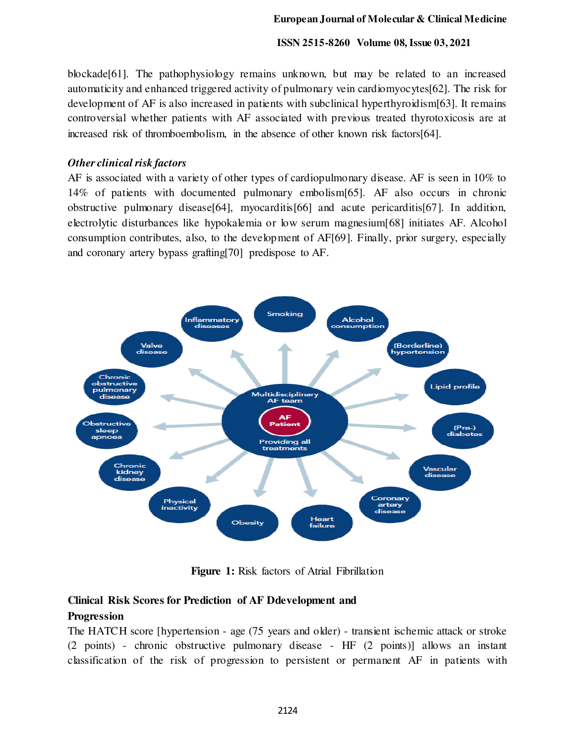blockade[61]. The pathophysiology remains unknown, but may be related to an increased automaticity and enhanced triggered activity of pulmonary vein cardiomyocytes[62]. The risk for development of AF is also increased in patients with subclinical hyperthyroidism[63]. It remains controversial whether patients with AF associated with previous treated thyrotoxicosis are at increased risk of thromboembolism, in the absence of other known risk factors[64].

### *Other clinical risk factors*

AF is associated with a variety of other types of cardiopulmonary disease. AF is seen in 10% to 14% of patients with documented pulmonary embolism[65]. AF also occurs in chronic obstructive pulmonary disease[64], myocarditis[66] and acute pericarditis[67]. In addition, electrolytic disturbances like hypokalemia or low serum magnesium[68] initiates AF. Alcohol consumption contributes, also, to the development of AF[69]. Finally, prior surgery, especially and coronary artery bypass grafting[70] predispose to AF.

**Figure 1:** Risk factors of Atrial Fibrillation

## Clinical Risk Scores for Prediction of AF Ddevelopment and Progression

The HATCH score [hypertension - age (75 years and older) - transient ischemic attack or stroke (2 points) - chronic obstructive pulmonary disease - HF (2 points)] allows an instant classification of the risk of progression to persistent or permanent AF in patients with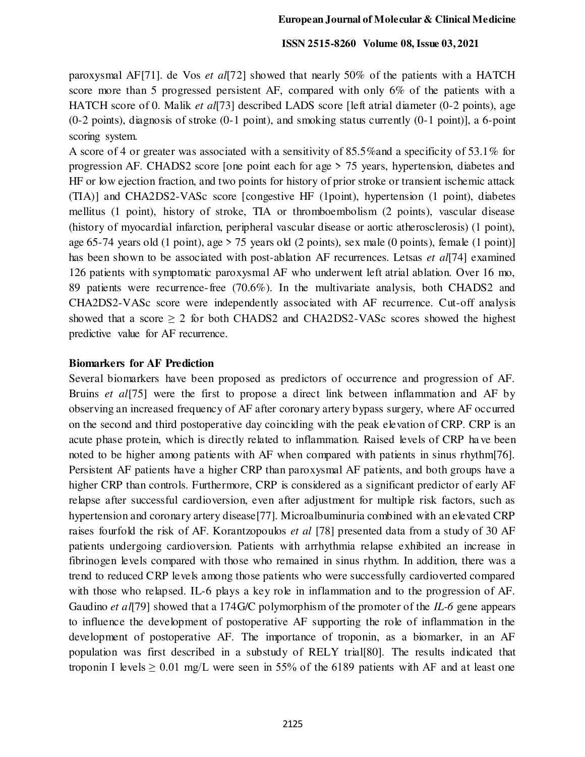paroxysmal AF[71]. de Vos *et al*[72] showed that nearly 50% of the patients with a HATCH score more than 5 progressed persistent AF, compared with only 6% of the patients with a HATCH score of 0. Malik *et al*[73] described LADS score [left atrial diameter (0-2 points), age (0-2 points), diagnosis of stroke (0-1 point), and smoking status currently (0-1 point)], a 6-point scoring system.

A score of 4 or greater was associated with a sensitivity of 85.5%and a specificity of 53.1% for progression AF. CHADS2 score [one point each for age > 75 years, hypertension, diabetes and HF or low ejection fraction, and two points for history of prior stroke or transient ischemic attack (TIA)] and CHA2DS2-VASc score [congestive HF (1point), hypertension (1 point), diabetes mellitus (1 point), history of stroke, TIA or thromboembolism (2 points), vascular disease (history of myocardial infarction, peripheral vascular disease or aortic atherosclerosis) (1 point), age 65-74 years old (1 point), age > 75 years old (2 points), sex male (0 points), female (1 point)] has been shown to be associated with post-ablation AF recurrences. Letsas *et al*[74] examined 126 patients with symptomatic paroxysmal AF who underwent left atrial ablation. Over 16 mo, 89 patients were recurrence-free (70.6%). In the multivariate analysis, both CHADS2 and CHA2DS2-VASc score were independently associated with AF recurrence. Cut-off analysis showed that a score $\geq$ 2 for both CHADS2 and CHA2DS2-VASc scores showed the highest predictive value for AF recurrence.

## Biomarkers for AF Prediction

Several biomarkers have been proposed as predictors of occurrence and progression of AF. Bruins *et al*[75] were the first to propose a direct link between inflammation and AF by observing an increased frequency of AF after coronary artery bypass surgery, where AF occurred on the second and third postoperative day coinciding with the peak elevation of CRP. CRP is an acute phase protein, which is directly related to inflammation. Raised levels of CRP have been noted to be higher among patients with AF when compared with patients in sinus rhythm[76]. Persistent AF patients have a higher CRP than paroxysmal AF patients, and both groups have a higher CRP than controls. Furthermore, CRP is considered as a significant predictor of early AF relapse after successful cardioversion, even after adjustment for multiple risk factors, such as hypertension and coronary artery disease[77]. Microalbuminuria combined with an elevated CRP raises fourfold the risk of AF. Korantzopoulos *et al* [78] presented data from a study of 30 AF patients undergoing cardioversion. Patients with arrhythmia relapse exhibited an increase in fibrinogen levels compared with those who remained in sinus rhythm. In addition, there was a trend to reduced CRP levels among those patients who were successfully cardioverted compared with those who relapsed. IL-6 plays a key role in inflammation and to the progression of AF. Gaudino *et al*[79] showed that a 174G/C polymorphism of the promoter of the *IL-6* gene appears to influence the development of postoperative AF supporting the role of inflammation in the development of postoperative AF. The importance of troponin, as a biomarker, in an AF population was first described in a substudy of RELY trial[80]. The results indicated that troponin I levels $\geq$ 0.01 mg/L were seen in 55% of the 6189 patients with AF and at least one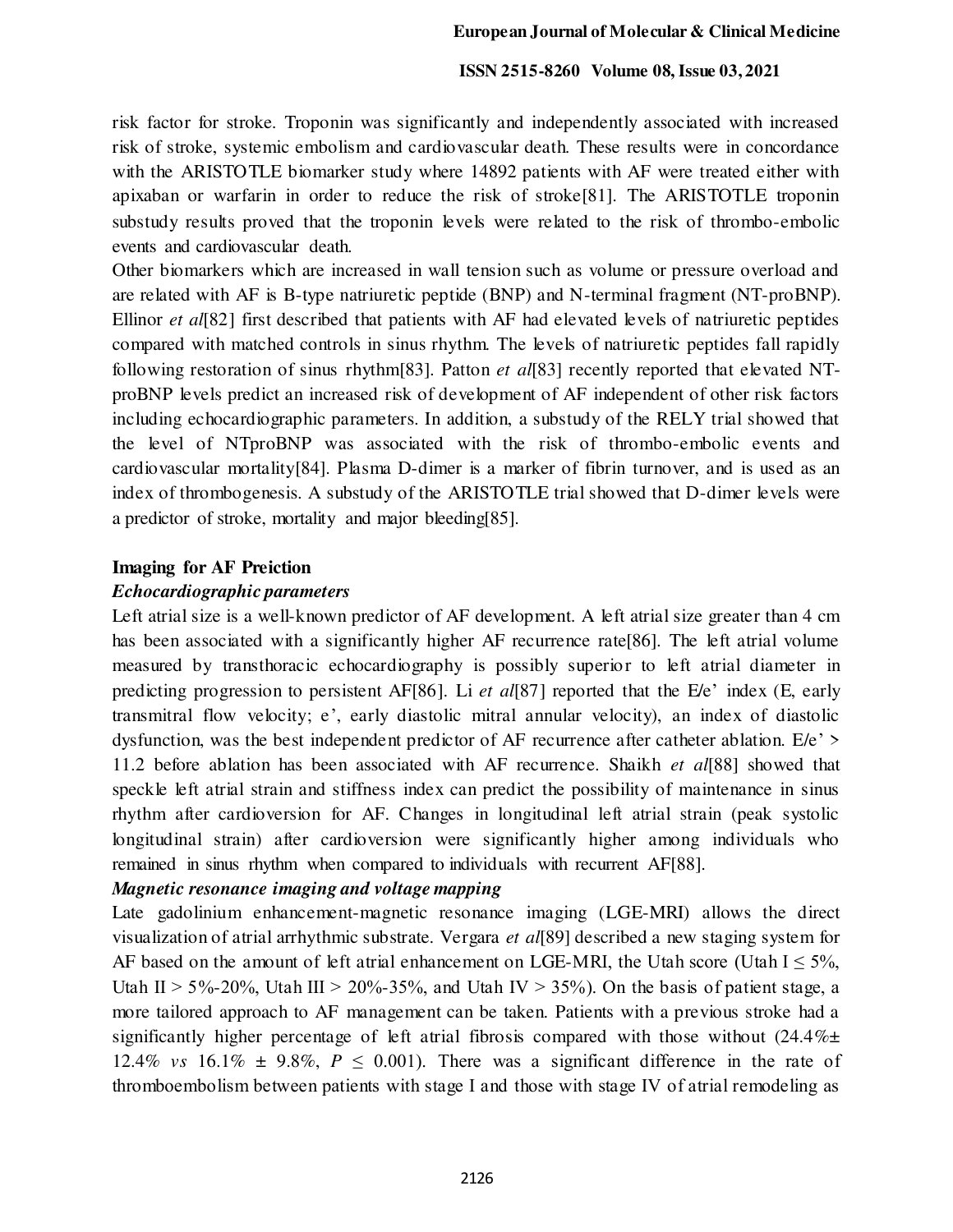risk factor for stroke. Troponin was significantly and independently associated with increased risk of stroke, systemic embolism and cardiovascular death. These results were in concordance with the ARISTOTLE biomarker study where 14892 patients with AF were treated either with apixaban or warfarin in order to reduce the risk of stroke[81]. The ARISTOTLE troponin substudy results proved that the troponin levels were related to the risk of thrombo-embolic events and cardiovascular death.

Other biomarkers which are increased in wall tension such as volume or pressure overload and are related with AF is B-type natriuretic peptide (BNP) and N-terminal fragment (NT-proBNP). Ellinor *et al*[82] first described that patients with AF had elevated levels of natriuretic peptides compared with matched controls in sinus rhythm. The levels of natriuretic peptides fall rapidly following restoration of sinus rhythm[83]. Patton *et al*[83] recently reported that elevated NT-proBNP levels predict an increased risk of development of AF independent of other risk factors including echocardiographic parameters. In addition, a substudy of the RELY trial showed that the level of NTproBNP was associated with the risk of thrombo-embolic events and cardiovascular mortality[84]. Plasma D-dimer is a marker of fibrin turnover, and is used as an index of thrombogenesis. A substudy of the ARISTOTLE trial showed that D-dimer levels were a predictor of stroke, mortality and major bleeding[85].

## Imaging for AF Preiction

### *Echocardiographic parameters*

Left atrial size is a well-known predictor of AF development. A left atrial size greater than 4 cm has been associated with a significantly higher AF recurrence rate[86]. The left atrial volume measured by transthoracic echocardiography is possibly superior to left atrial diameter in predicting progression to persistent AF[86]. Li *et al*[87] reported that the E/e' index (E, early transmitral flow velocity; e', early diastolic mitral annular velocity), an index of diastolic dysfunction, was the best independent predictor of AF recurrence after catheter ablation. E/e' > 11.2 before ablation has been associated with AF recurrence. Shaikh *et al*[88] showed that speckle left atrial strain and stiffness index can predict the possibility of maintenance in sinus rhythm after cardioversion for AF. Changes in longitudinal left atrial strain (peak systolic longitudinal strain) after cardioversion were significantly higher among individuals who remained in sinus rhythm when compared to individuals with recurrent AF[88].

### *Magnetic resonance imaging and voltage mapping*

Late gadolinium enhancement-magnetic resonance imaging (LGE-MRI) allows the direct visualization of atrial arrhythmic substrate. Vergara *et al*[89] described a new staging system for AF based on the amount of left atrial enhancement on LGE-MRI, the Utah score (Utah I $\leq$ 5%, Utah II > 5%-20%, Utah III > 20%-35%, and Utah IV > 35%). On the basis of patient stage, a more tailored approach to AF management can be taken. Patients with a previous stroke had a significantly higher percentage of left atrial fibrosis compared with those without (24.4% $\pm$ 12.4% *vs* 16.1% $\pm$ 9.8%, $P \leq 0.001$). There was a significant difference in the rate of thromboembolism between patients with stage I and those with stage IV of atrial remodeling as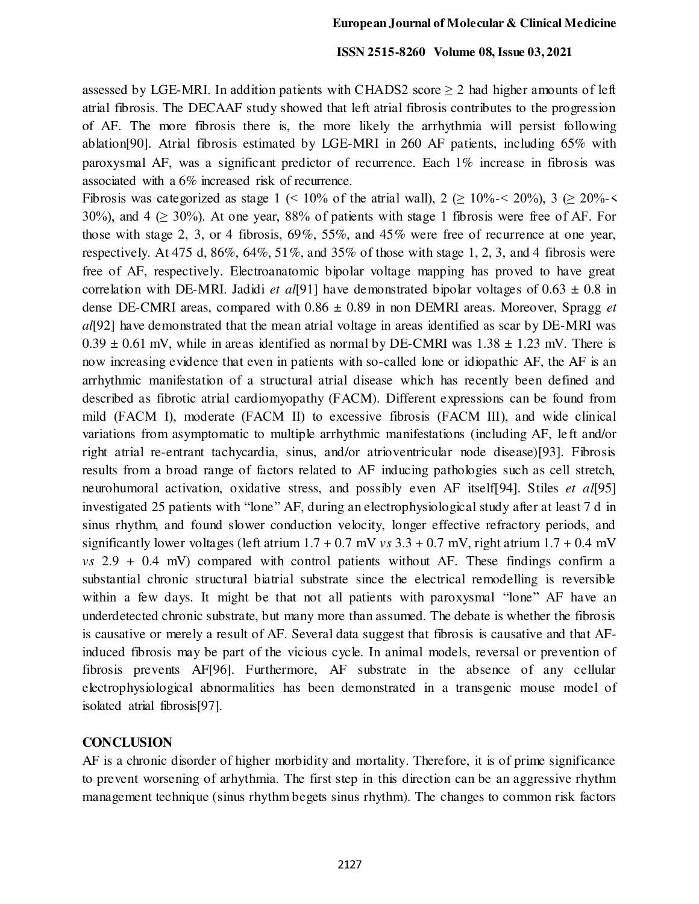assessed by LGE-MRI. In addition patients with CHADS2 score $\geq 2$ had higher amounts of left atrial fibrosis. The DECAAF study showed that left atrial fibrosis contributes to the progression of AF. The more fibrosis there is, the more likely the arrhythmia will persist following ablation[90]. Atrial fibrosis estimated by LGE-MRI in 260 AF patients, including 65% with paroxysmal AF, was a significant predictor of recurrence. Each 1% increase in fibrosis was associated with a 6% increased risk of recurrence.

Fibrosis was categorized as stage 1 (< 10% of the atrial wall), 2 ($\geq$ 10%-< 20%), 3 ($\geq$ 20%-< 30%), and 4 ($\geq$ 30%). At one year, 88% of patients with stage 1 fibrosis were free of AF. For those with stage 2, 3, or 4 fibrosis, 69%, 55%, and 45% were free of recurrence at one year, respectively. At 475 d, 86%, 64%, 51%, and 35% of those with stage 1, 2, 3, and 4 fibrosis were free of AF, respectively. Electroanatomic bipolar voltage mapping has proved to have great correlation with DE-MRI. Jadidi *et al*[91] have demonstrated bipolar voltages of $0.63 \pm 0.8$ in dense DE-CMRI areas, compared with $0.86 \pm 0.89$ in non DEMRI areas. Moreover, Spragg *et al*[92] have demonstrated that the mean atrial voltage in areas identified as scar by DE-MRI was $0.39 \pm 0.61$ mV, while in areas identified as normal by DE-CMRI was $1.38 \pm 1.23$ mV. There is now increasing evidence that even in patients with so-called lone or idiopathic AF, the AF is an arrhythmic manifestation of a structural atrial disease which has recently been defined and described as fibrotic atrial cardiomyopathy (FACM). Different expressions can be found from mild (FACM I), moderate (FACM II) to excessive fibrosis (FACM III), and wide clinical variations from asymptomatic to multiple arrhythmic manifestations (including AF, left and/or right atrial re-entrant tachycardia, sinus, and/or atrioventricular node disease)[93]. Fibrosis results from a broad range of factors related to AF inducing pathologies such as cell stretch, neurohumoral activation, oxidative stress, and possibly even AF itself[94]. Stiles *et al*[95] investigated 25 patients with "lone" AF, during an electrophysiological study after at least 7 d in sinus rhythm, and found slower conduction velocity, longer effective refractory periods, and significantly lower voltages (left atrium 1.7 + 0.7 mV *vs* 3.3 + 0.7 mV, right atrium 1.7 + 0.4 mV *vs* 2.9 + 0.4 mV) compared with control patients without AF. These findings confirm a substantial chronic structural biatrial substrate since the electrical remodelling is reversible within a few days. It might be that not all patients with paroxysmal "lone" AF have an underdetected chronic substrate, but many more than assumed. The debate is whether the fibrosis is causative or merely a result of AF. Several data suggest that fibrosis is causative and that AF-induced fibrosis may be part of the vicious cycle. In animal models, reversal or prevention of fibrosis prevents AF[96]. Furthermore, AF substrate in the absence of any cellular electrophysiological abnormalities has been demonstrated in a transgenic mouse model of isolated atrial fibrosis[97].

## CONCLUSION

AF is a chronic disorder of higher morbidity and mortality. Therefore, it is of prime significance to prevent worsening of arhythmia. The first step in this direction can be an aggressive rhythm management technique (sinus rhythm begets sinus rhythm). The changes to common risk factors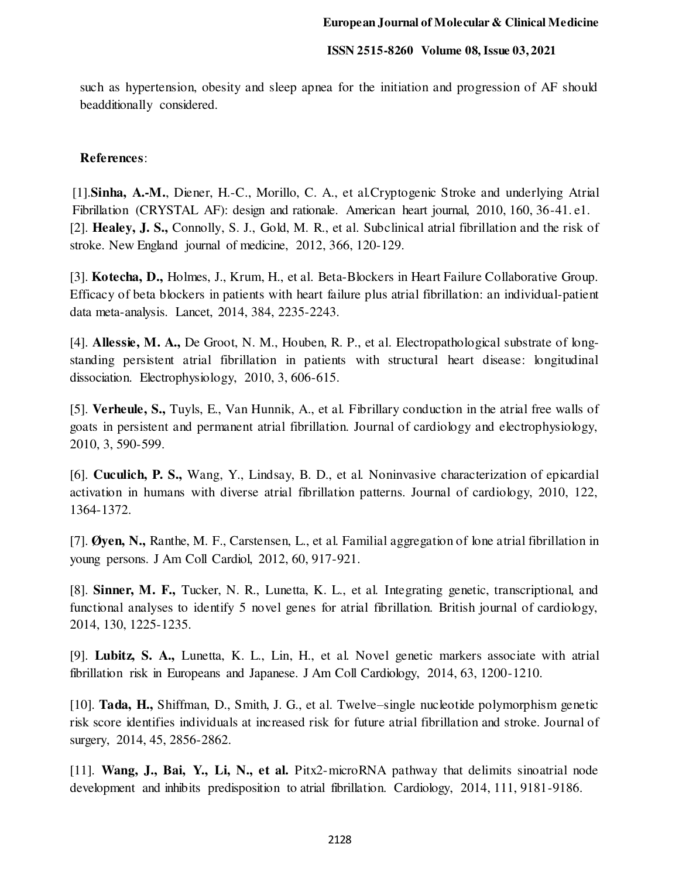such as hypertension, obesity and sleep apnea for the initiation and progression of AF should beadditionally considered.

**References**:

[1].**Sinha, A.-M.**, Diener, H.-C., Morillo, C. A., et al.Cryptogenic Stroke and underlying Atrial Fibrillation (CRYSTAL AF): design and rationale. American heart journal, 2010, 160, 36-41. e1.

[2]. **Healey, J. S.,** Connolly, S. J., Gold, M. R., et al. Subclinical atrial fibrillation and the risk of stroke. New England journal of medicine, 2012, 366, 120-129.

[3]. **Kotecha, D.,** Holmes, J., Krum, H., et al. Beta-Blockers in Heart Failure Collaborative Group. Efficacy of beta blockers in patients with heart failure plus atrial fibrillation: an individual-patient data meta-analysis. Lancet, 2014, 384, 2235-2243.

[4]. **Allessie, M. A.,** De Groot, N. M., Houben, R. P., et al. Electropathological substrate of long-standing persistent atrial fibrillation in patients with structural heart disease: longitudinal dissociation. Electrophysiology, 2010, 3, 606-615.

[5]. **Verheule, S.,** Tuyls, E., Van Hunnik, A., et al. Fibrillary conduction in the atrial free walls of goats in persistent and permanent atrial fibrillation. Journal of cardiology and electrophysiology, 2010, 3, 590-599.

[6]. **Cuculich, P. S.,** Wang, Y., Lindsay, B. D., et al. Noninvasive characterization of epicardial activation in humans with diverse atrial fibrillation patterns. Journal of cardiology, 2010, 122, 1364-1372.

[7]. **Øyen, N.,** Ranthe, M. F., Carstensen, L., et al. Familial aggregation of lone atrial fibrillation in young persons. J Am Coll Cardiol, 2012, 60, 917-921.

[8]. **Sinner, M. F.,** Tucker, N. R., Lunetta, K. L., et al. Integrating genetic, transcriptional, and functional analyses to identify 5 novel genes for atrial fibrillation. British journal of cardiology, 2014, 130, 1225-1235.

[9]. **Lubitz, S. A.,** Lunetta, K. L., Lin, H., et al. Novel genetic markers associate with atrial fibrillation risk in Europeans and Japanese. J Am Coll Cardiology, 2014, 63, 1200-1210.

[10]. **Tada, H.,** Shiffman, D., Smith, J. G., et al. Twelve–single nucleotide polymorphism genetic risk score identifies individuals at increased risk for future atrial fibrillation and stroke. Journal of surgery, 2014, 45, 2856-2862.

[11]. **Wang, J., Bai, Y., Li, N., et al.** Pitx2-microRNA pathway that delimits sinoatrial node development and inhibits predisposition to atrial fibrillation. Cardiology, 2014, 111, 9181-9186.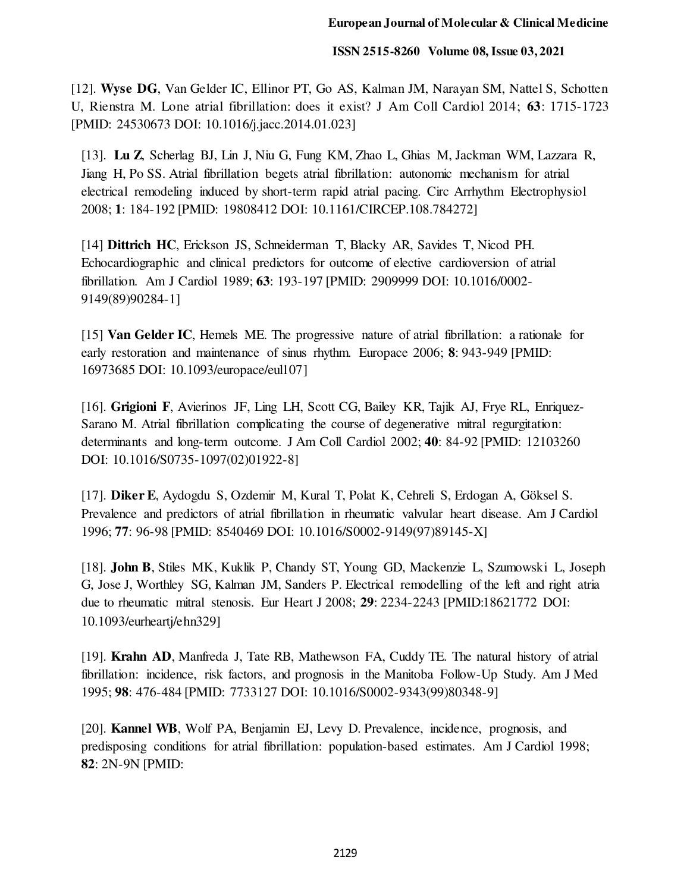[12]. **Wyse DG**, Van Gelder IC, Ellinor PT, Go AS, Kalman JM, Narayan SM, Nattel S, Schotten U, Rienstra M. Lone atrial fibrillation: does it exist? J Am Coll Cardiol 2014; **63**: 1715-1723 [PMID: 24530673 DOI: 10.1016/j.jacc.2014.01.023]

[13]. **Lu Z**, Scherlag BJ, Lin J, Niu G, Fung KM, Zhao L, Ghias M, Jackman WM, Lazzara R, Jiang H, Po SS. Atrial fibrillation begets atrial fibrillation: autonomic mechanism for atrial electrical remodeling induced by short-term rapid atrial pacing. Circ Arrhythm Electrophysiol 2008; **1**: 184-192 [PMID: 19808412 DOI: 10.1161/CIRCEP.108.784272]

[14] **Dittrich HC**, Erickson JS, Schneiderman T, Blacky AR, Savides T, Nicod PH. Echocardiographic and clinical predictors for outcome of elective cardioversion of atrial fibrillation. Am J Cardiol 1989; **63**: 193-197 [PMID: 2909999 DOI: 10.1016/0002-9149(89)90284-1]

[15] **Van Gelder IC**, Hemels ME. The progressive nature of atrial fibrillation: a rationale for early restoration and maintenance of sinus rhythm. Europace 2006; **8**: 943-949 [PMID: 16973685 DOI: 10.1093/europace/eul107]

[16]. **Grigioni F**, Avierinos JF, Ling LH, Scott CG, Bailey KR, Tajik AJ, Frye RL, Enriquez-Sarano M. Atrial fibrillation complicating the course of degenerative mitral regurgitation: determinants and long-term outcome. J Am Coll Cardiol 2002; **40**: 84-92 [PMID: 12103260 DOI: 10.1016/S0735-1097(02)01922-8]

[17]. **Diker E**, Aydogdu S, Ozdemir M, Kural T, Polat K, Cehreli S, Erdogan A, Göksel S. Prevalence and predictors of atrial fibrillation in rheumatic valvular heart disease. Am J Cardiol 1996; **77**: 96-98 [PMID: 8540469 DOI: 10.1016/S0002-9149(97)89145-X]

[18]. **John B**, Stiles MK, Kuklik P, Chandy ST, Young GD, Mackenzie L, Szumowski L, Joseph G, Jose J, Worthley SG, Kalman JM, Sanders P. Electrical remodelling of the left and right atria due to rheumatic mitral stenosis. Eur Heart J 2008; **29**: 2234-2243 [PMID:18621772 DOI: 10.1093/eurheartj/ehn329]

[19]. **Krahn AD**, Manfreda J, Tate RB, Mathewson FA, Cuddy TE. The natural history of atrial fibrillation: incidence, risk factors, and prognosis in the Manitoba Follow-Up Study. Am J Med 1995; **98**: 476-484 [PMID: 7733127 DOI: 10.1016/S0002-9343(99)80348-9]

[20]. **Kannel WB**, Wolf PA, Benjamin EJ, Levy D. Prevalence, incidence, prognosis, and predisposing conditions for atrial fibrillation: population-based estimates. Am J Cardiol 1998; **82**: 2N-9N [PMID: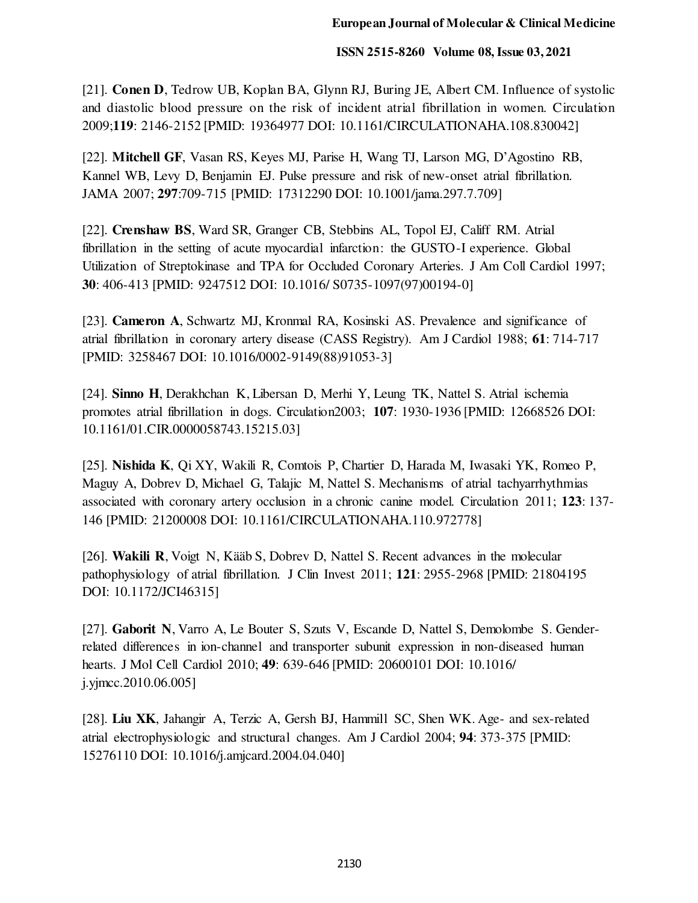[21]. **Conen D**, Tedrow UB, Koplan BA, Glynn RJ, Buring JE, Albert CM. Influence of systolic and diastolic blood pressure on the risk of incident atrial fibrillation in women. Circulation 2009;**119**: 2146-2152 [PMID: 19364977 DOI: 10.1161/CIRCULATIONAHA.108.830042]

[22]. **Mitchell GF**, Vasan RS, Keyes MJ, Parise H, Wang TJ, Larson MG, D'Agostino RB, Kannel WB, Levy D, Benjamin EJ. Pulse pressure and risk of new-onset atrial fibrillation. JAMA 2007; **297**:709-715 [PMID: 17312290 DOI: 10.1001/jama.297.7.709]

[22]. **Crenshaw BS**, Ward SR, Granger CB, Stebbins AL, Topol EJ, Califf RM. Atrial fibrillation in the setting of acute myocardial infarction: the GUSTO-I experience. Global Utilization of Streptokinase and TPA for Occluded Coronary Arteries. J Am Coll Cardiol 1997; **30**: 406-413 [PMID: 9247512 DOI: 10.1016/ S0735-1097(97)00194-0]

[23]. **Cameron A**, Schwartz MJ, Kronmal RA, Kosinski AS. Prevalence and significance of atrial fibrillation in coronary artery disease (CASS Registry). Am J Cardiol 1988; **61**: 714-717 [PMID: 3258467 DOI: 10.1016/0002-9149(88)91053-3]

[24]. **Sinno H**, Derakhchan K, Libersan D, Merhi Y, Leung TK, Nattel S. Atrial ischemia promotes atrial fibrillation in dogs. Circulation2003; **107**: 1930-1936 [PMID: 12668526 DOI: 10.1161/01.CIR.0000058743.15215.03]

[25]. **Nishida K**, Qi XY, Wakili R, Comtois P, Chartier D, Harada M, Iwasaki YK, Romeo P, Maguy A, Dobrev D, Michael G, Talajic M, Nattel S. Mechanisms of atrial tachyarrhythmias associated with coronary artery occlusion in a chronic canine model. Circulation 2011; **123**: 137-146 [PMID: 21200008 DOI: 10.1161/CIRCULATIONAHA.110.972778]

[26]. **Wakili R**, Voigt N, Kääb S, Dobrev D, Nattel S. Recent advances in the molecular pathophysiology of atrial fibrillation. J Clin Invest 2011; **121**: 2955-2968 [PMID: 21804195 DOI: 10.1172/JCI46315]

[27]. **Gaborit N**, Varro A, Le Bouter S, Szuts V, Escande D, Nattel S, Demolombe S. Gender-related differences in ion-channel and transporter subunit expression in non-diseased human hearts. J Mol Cell Cardiol 2010; **49**: 639-646 [PMID: 20600101 DOI: 10.1016/ j.yjmcc.2010.06.005]

[28]. **Liu XK**, Jahangir A, Terzic A, Gersh BJ, Hammill SC, Shen WK. Age- and sex-related atrial electrophysiologic and structural changes. Am J Cardiol 2004; **94**: 373-375 [PMID: 15276110 DOI: 10.1016/j.amjcard.2004.04.040]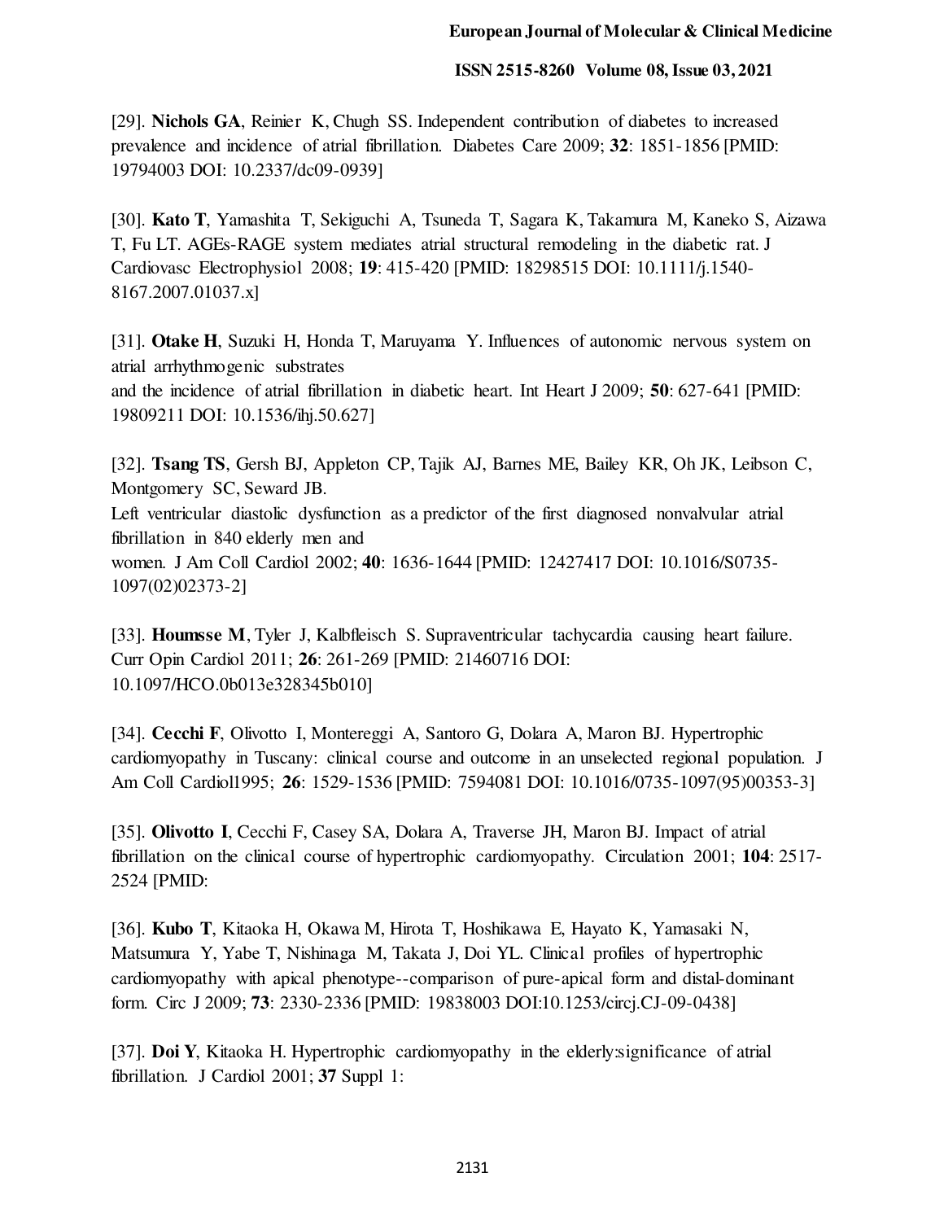[29]. **Nichols GA**, Reinier K, Chugh SS. Independent contribution of diabetes to increased prevalence and incidence of atrial fibrillation. Diabetes Care 2009; **32**: 1851-1856 [PMID: 19794003 DOI: 10.2337/dc09-0939]

[30]. **Kato T**, Yamashita T, Sekiguchi A, Tsuneda T, Sagara K, Takamura M, Kaneko S, Aizawa T, Fu LT. AGEs-RAGE system mediates atrial structural remodeling in the diabetic rat. J Cardiovasc Electrophysiol 2008; **19**: 415-420 [PMID: 18298515 DOI: 10.1111/j.1540-8167.2007.01037.x]

[31]. **Otake H**, Suzuki H, Honda T, Maruyama Y. Influences of autonomic nervous system on atrial arrhythmogenic substrates
and the incidence of atrial fibrillation in diabetic heart. Int Heart J 2009; **50**: 627-641 [PMID: 19809211 DOI: 10.1536/ihj.50.627]

[32]. **Tsang TS**, Gersh BJ, Appleton CP, Tajik AJ, Barnes ME, Bailey KR, Oh JK, Leibson C, Montgomery SC, Seward JB.
Left ventricular diastolic dysfunction as a predictor of the first diagnosed nonvalvular atrial fibrillation in 840 elderly men and
women. J Am Coll Cardiol 2002; **40**: 1636-1644 [PMID: 12427417 DOI: 10.1016/S0735-1097(02)02373-2]

[33]. **Houmsse M**, Tyler J, Kalbfleisch S. Supraventricular tachycardia causing heart failure. Curr Opin Cardiol 2011; **26**: 261-269 [PMID: 21460716 DOI: 10.1097/HCO.0b013e328345b010]

[34]. **Cecchi F**, Olivotto I, Montereggi A, Santoro G, Dolara A, Maron BJ. Hypertrophic cardiomyopathy in Tuscany: clinical course and outcome in an unselected regional population. J Am Coll Cardiol1995; **26**: 1529-1536 [PMID: 7594081 DOI: 10.1016/0735-1097(95)00353-3]

[35]. **Olivotto I**, Cecchi F, Casey SA, Dolara A, Traverse JH, Maron BJ. Impact of atrial fibrillation on the clinical course of hypertrophic cardiomyopathy. Circulation 2001; **104**: 2517-2524 [PMID:

[36]. **Kubo T**, Kitaoka H, Okawa M, Hirota T, Hoshikawa E, Hayato K, Yamasaki N, Matsumura Y, Yabe T, Nishinaga M, Takata J, Doi YL. Clinical profiles of hypertrophic cardiomyopathy with apical phenotype--comparison of pure-apical form and distal-dominant form. Circ J 2009; **73**: 2330-2336 [PMID: 19838003 DOI:10.1253/circj.CJ-09-0438]

[37]. **Doi Y**, Kitaoka H. Hypertrophic cardiomyopathy in the elderly:significance of atrial fibrillation. J Cardiol 2001; **37** Suppl 1: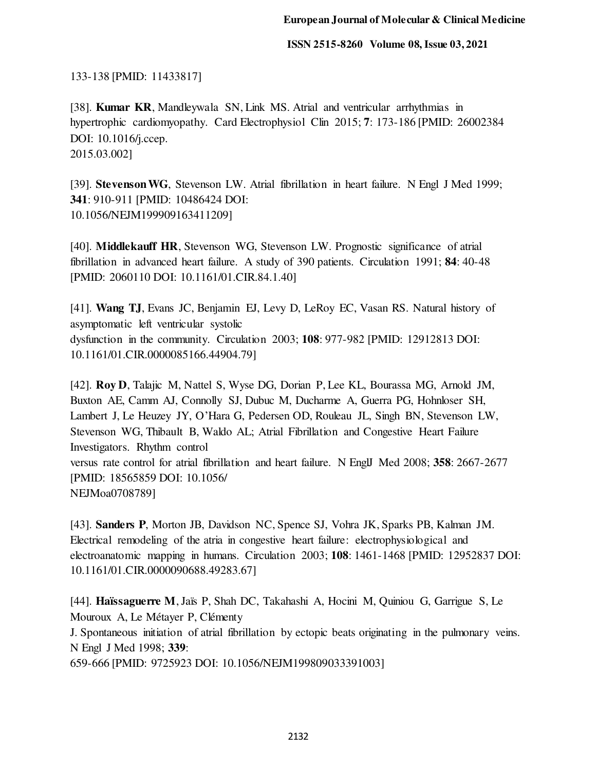133-138 [PMID: 11433817]

[38]. **Kumar KR**, Mandleywala SN, Link MS. Atrial and ventricular arrhythmias in hypertrophic cardiomyopathy. Card Electrophysiol Clin 2015; **7**: 173-186 [PMID: 26002384 DOI: 10.1016/j.ccep.
2015.03.002]

[39]. **Stevenson WG**, Stevenson LW. Atrial fibrillation in heart failure. N Engl J Med 1999; **341**: 910-911 [PMID: 10486424 DOI:
10.1056/NEJM199909163411209]

[40]. **Middlekauff HR**, Stevenson WG, Stevenson LW. Prognostic significance of atrial fibrillation in advanced heart failure. A study of 390 patients. Circulation 1991; **84**: 40-48 [PMID: 2060110 DOI: 10.1161/01.CIR.84.1.40]

[41]. **Wang TJ**, Evans JC, Benjamin EJ, Levy D, LeRoy EC, Vasan RS. Natural history of asymptomatic left ventricular systolic
dysfunction in the community. Circulation 2003; **108**: 977-982 [PMID: 12912813 DOI: 10.1161/01.CIR.0000085166.44904.79]

[42]. **Roy D**, Talajic M, Nattel S, Wyse DG, Dorian P, Lee KL, Bourassa MG, Arnold JM, Buxton AE, Camm AJ, Connolly SJ, Dubuc M, Ducharme A, Guerra PG, Hohnloser SH, Lambert J, Le Heuzey JY, O'Hara G, Pedersen OD, Rouleau JL, Singh BN, Stevenson LW, Stevenson WG, Thibault B, Waldo AL; Atrial Fibrillation and Congestive Heart Failure Investigators. Rhythm control
versus rate control for atrial fibrillation and heart failure. N EnglJ Med 2008; **358**: 2667-2677 [PMID: 18565859 DOI: 10.1056/
NEJMoa0708789]

[43]. **Sanders P**, Morton JB, Davidson NC, Spence SJ, Vohra JK, Sparks PB, Kalman JM. Electrical remodeling of the atria in congestive heart failure: electrophysiological and electroanatomic mapping in humans. Circulation 2003; **108**: 1461-1468 [PMID: 12952837 DOI: 10.1161/01.CIR.0000090688.49283.67]

[44]. **Haïssaguerre M**, Jaïs P, Shah DC, Takahashi A, Hocini M, Quiniou G, Garrigue S, Le Mouroux A, Le Métayer P, Clémenty
J. Spontaneous initiation of atrial fibrillation by ectopic beats originating in the pulmonary veins. N Engl J Med 1998; **339**:
659-666 [PMID: 9725923 DOI: 10.1056/NEJM199809033391003]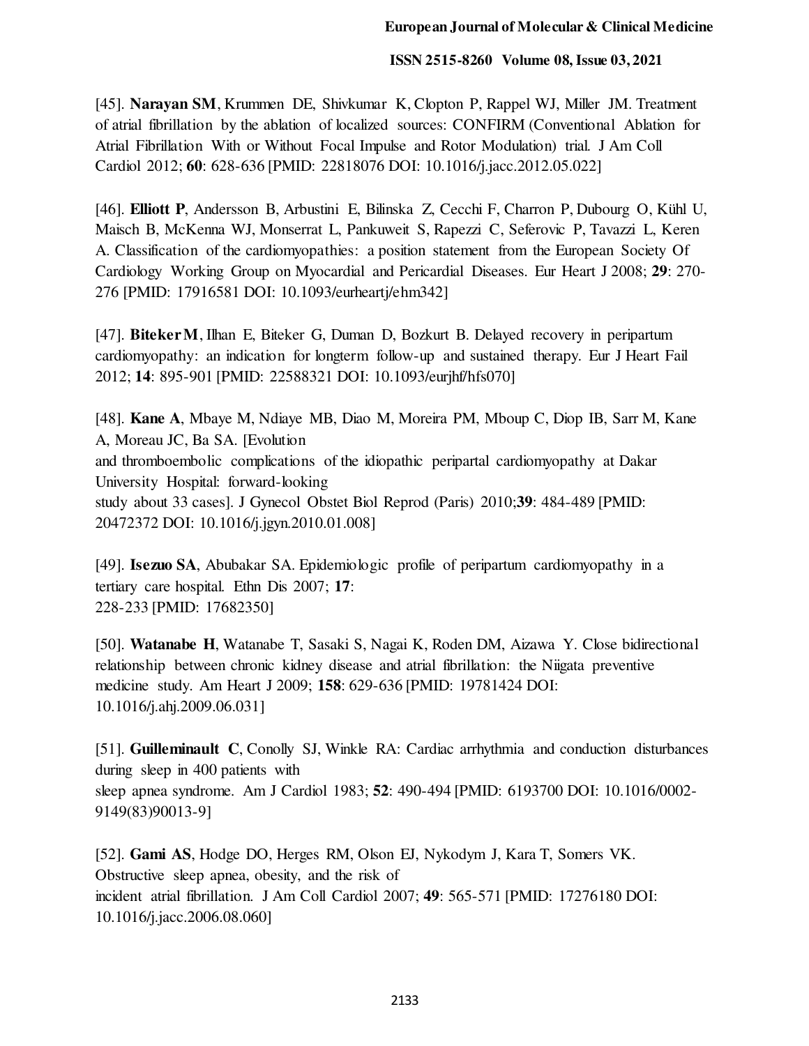[45]. **Narayan SM**, Krummen DE, Shivkumar K, Clopton P, Rappel WJ, Miller JM. Treatment of atrial fibrillation by the ablation of localized sources: CONFIRM (Conventional Ablation for Atrial Fibrillation With or Without Focal Impulse and Rotor Modulation) trial. J Am Coll Cardiol 2012; **60**: 628-636 [PMID: 22818076 DOI: 10.1016/j.jacc.2012.05.022]

[46]. **Elliott P**, Andersson B, Arbustini E, Bilinska Z, Cecchi F, Charron P, Dubourg O, Kühl U, Maisch B, McKenna WJ, Monserrat L, Pankuweit S, Rapezzi C, Seferovic P, Tavazzi L, Keren A. Classification of the cardiomyopathies: a position statement from the European Society Of Cardiology Working Group on Myocardial and Pericardial Diseases. Eur Heart J 2008; **29**: 270-276 [PMID: 17916581 DOI: 10.1093/eurheartj/ehm342]

[47]. **Biteker M**, Ilhan E, Biteker G, Duman D, Bozkurt B. Delayed recovery in peripartum cardiomyopathy: an indication for longterm follow-up and sustained therapy. Eur J Heart Fail 2012; **14**: 895-901 [PMID: 22588321 DOI: 10.1093/eurjhf/hfs070]

[48]. **Kane A**, Mbaye M, Ndiaye MB, Diao M, Moreira PM, Mboup C, Diop IB, Sarr M, Kane A, Moreau JC, Ba SA. [Evolution and thromboembolic complications of the idiopathic peripartal cardiomyopathy at Dakar University Hospital: forward-looking study about 33 cases]. J Gynecol Obstet Biol Reprod (Paris) 2010;**39**: 484-489 [PMID: 20472372 DOI: 10.1016/j.jgyn.2010.01.008]

[49]. **Isezuo SA**, Abubakar SA. Epidemiologic profile of peripartum cardiomyopathy in a tertiary care hospital. Ethn Dis 2007; **17**: 228-233 [PMID: 17682350]

[50]. **Watanabe H**, Watanabe T, Sasaki S, Nagai K, Roden DM, Aizawa Y. Close bidirectional relationship between chronic kidney disease and atrial fibrillation: the Niigata preventive medicine study. Am Heart J 2009; **158**: 629-636 [PMID: 19781424 DOI: 10.1016/j.ahj.2009.06.031]

[51]. **Guilleminault C**, Conolly SJ, Winkle RA: Cardiac arrhythmia and conduction disturbances during sleep in 400 patients with sleep apnea syndrome. Am J Cardiol 1983; **52**: 490-494 [PMID: 6193700 DOI: 10.1016/0002-9149(83)90013-9]

[52]. **Gami AS**, Hodge DO, Herges RM, Olson EJ, Nykodym J, Kara T, Somers VK. Obstructive sleep apnea, obesity, and the risk of incident atrial fibrillation. J Am Coll Cardiol 2007; **49**: 565-571 [PMID: 17276180 DOI: 10.1016/j.jacc.2006.08.060]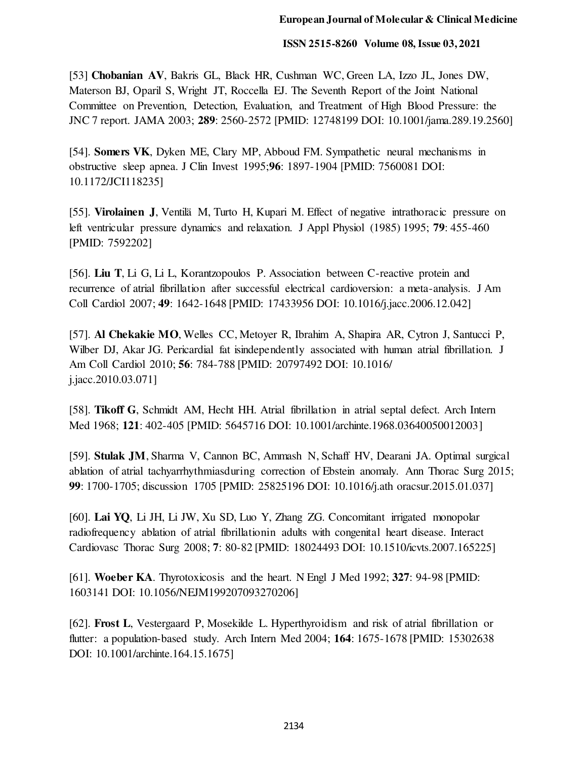[53] **Chobanian AV**, Bakris GL, Black HR, Cushman WC, Green LA, Izzo JL, Jones DW, Materson BJ, Oparil S, Wright JT, Roccella EJ. The Seventh Report of the Joint National Committee on Prevention, Detection, Evaluation, and Treatment of High Blood Pressure: the JNC 7 report. JAMA 2003; **289**: 2560-2572 [PMID: 12748199 DOI: 10.1001/jama.289.19.2560]

[54]. **Somers VK**, Dyken ME, Clary MP, Abboud FM. Sympathetic neural mechanisms in obstructive sleep apnea. J Clin Invest 1995;**96**: 1897-1904 [PMID: 7560081 DOI: 10.1172/JCI118235]

[55]. **Virolainen J**, Ventilä M, Turto H, Kupari M. Effect of negative intrathoracic pressure on left ventricular pressure dynamics and relaxation. J Appl Physiol (1985) 1995; **79**: 455-460 [PMID: 7592202]

[56]. **Liu T**, Li G, Li L, Korantzopoulos P. Association between C-reactive protein and recurrence of atrial fibrillation after successful electrical cardioversion: a meta-analysis. J Am Coll Cardiol 2007; **49**: 1642-1648 [PMID: 17433956 DOI: 10.1016/j.jacc.2006.12.042]

[57]. **Al Chekakie MO**, Welles CC, Metoyer R, Ibrahim A, Shapira AR, Cytron J, Santucci P, Wilber DJ, Akar JG. Pericardial fat isindependently associated with human atrial fibrillation. J Am Coll Cardiol 2010; **56**: 784-788 [PMID: 20797492 DOI: 10.1016/ j.jacc.2010.03.071]

[58]. **Tikoff G**, Schmidt AM, Hecht HH. Atrial fibrillation in atrial septal defect. Arch Intern Med 1968; **121**: 402-405 [PMID: 5645716 DOI: 10.1001/archinte.1968.03640050012003]

[59]. **Stulak JM**, Sharma V, Cannon BC, Ammash N, Schaff HV, Dearani JA. Optimal surgical ablation of atrial tachyarrhythmiasduring correction of Ebstein anomaly. Ann Thorac Surg 2015; **99**: 1700-1705; discussion 1705 [PMID: 25825196 DOI: 10.1016/j.ath oracsur.2015.01.037]

[60]. **Lai YQ**, Li JH, Li JW, Xu SD, Luo Y, Zhang ZG. Concomitant irrigated monopolar radiofrequency ablation of atrial fibrillationin adults with congenital heart disease. Interact Cardiovasc Thorac Surg 2008; **7**: 80-82 [PMID: 18024493 DOI: 10.1510/icvts.2007.165225]

[61]. **Woeber KA**. Thyrotoxicosis and the heart. N Engl J Med 1992; **327**: 94-98 [PMID: 1603141 DOI: 10.1056/NEJM199207093270206]

[62]. **Frost L**, Vestergaard P, Mosekilde L. Hyperthyroidism and risk of atrial fibrillation or flutter: a population-based study. Arch Intern Med 2004; **164**: 1675-1678 [PMID: 15302638 DOI: 10.1001/archinte.164.15.1675]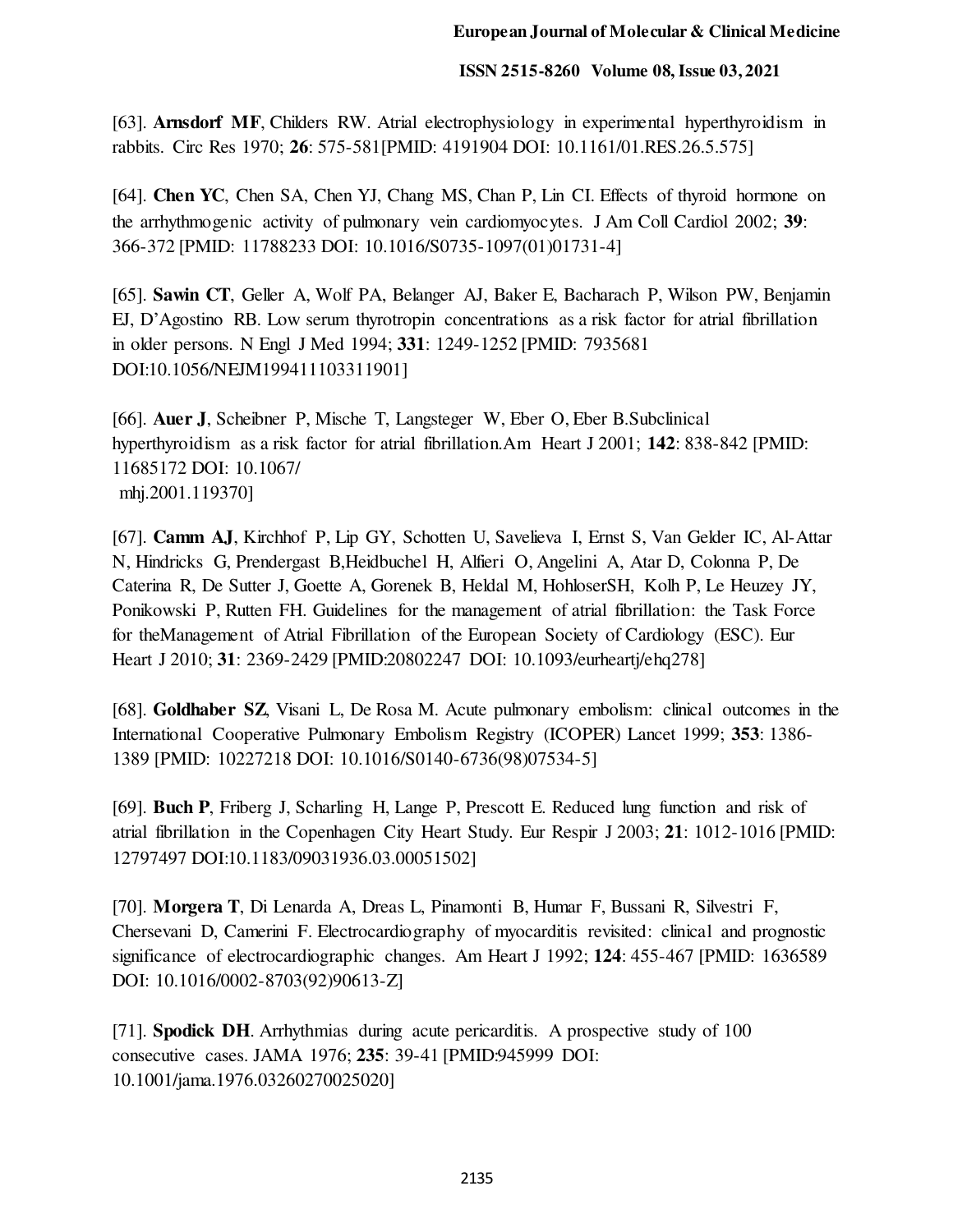[63]. **Arnsdorf MF**, Childers RW. Atrial electrophysiology in experimental hyperthyroidism in rabbits. Circ Res 1970; **26**: 575-581[PMID: 4191904 DOI: 10.1161/01.RES.26.5.575]

[64]. **Chen YC**, Chen SA, Chen YJ, Chang MS, Chan P, Lin CI. Effects of thyroid hormone on the arrhythmogenic activity of pulmonary vein cardiomyocytes. J Am Coll Cardiol 2002; **39**: 366-372 [PMID: 11788233 DOI: 10.1016/S0735-1097(01)01731-4]

[65]. **Sawin CT**, Geller A, Wolf PA, Belanger AJ, Baker E, Bacharach P, Wilson PW, Benjamin EJ, D'Agostino RB. Low serum thyrotropin concentrations as a risk factor for atrial fibrillation in older persons. N Engl J Med 1994; **331**: 1249-1252 [PMID: 7935681 DOI:10.1056/NEJM199411103311901]

[66]. **Auer J**, Scheibner P, Mische T, Langsteger W, Eber O, Eber B.Subclinical hyperthyroidism as a risk factor for atrial fibrillation.Am Heart J 2001; **142**: 838-842 [PMID: 11685172 DOI: 10.1067/ mhj.2001.119370]

[67]. **Camm AJ**, Kirchhof P, Lip GY, Schotten U, Savelieva I, Ernst S, Van Gelder IC, Al-Attar N, Hindricks G, Prendergast B,Heidbuchel H, Alfieri O, Angelini A, Atar D, Colonna P, De Caterina R, De Sutter J, Goette A, Gorenek B, Heldal M, HohloserSH, Kolh P, Le Heuzey JY, Ponikowski P, Rutten FH. Guidelines for the management of atrial fibrillation: the Task Force for theManagement of Atrial Fibrillation of the European Society of Cardiology (ESC). Eur Heart J 2010; **31**: 2369-2429 [PMID:20802247 DOI: 10.1093/eurheartj/ehq278]

[68]. **Goldhaber SZ**, Visani L, De Rosa M. Acute pulmonary embolism: clinical outcomes in the International Cooperative Pulmonary Embolism Registry (ICOPER) Lancet 1999; **353**: 1386-1389 [PMID: 10227218 DOI: 10.1016/S0140-6736(98)07534-5]

[69]. **Buch P**, Friberg J, Scharling H, Lange P, Prescott E. Reduced lung function and risk of atrial fibrillation in the Copenhagen City Heart Study. Eur Respir J 2003; **21**: 1012-1016 [PMID: 12797497 DOI:10.1183/09031936.03.00051502]

[70]. **Morgera T**, Di Lenarda A, Dreas L, Pinamonti B, Humar F, Bussani R, Silvestri F, Chersevani D, Camerini F. Electrocardiography of myocarditis revisited: clinical and prognostic significance of electrocardiographic changes. Am Heart J 1992; **124**: 455-467 [PMID: 1636589 DOI: 10.1016/0002-8703(92)90613-Z]

[71]. **Spodick DH**. Arrhythmias during acute pericarditis. A prospective study of 100 consecutive cases. JAMA 1976; **235**: 39-41 [PMID:945999 DOI: 10.1001/jama.1976.03260270025020]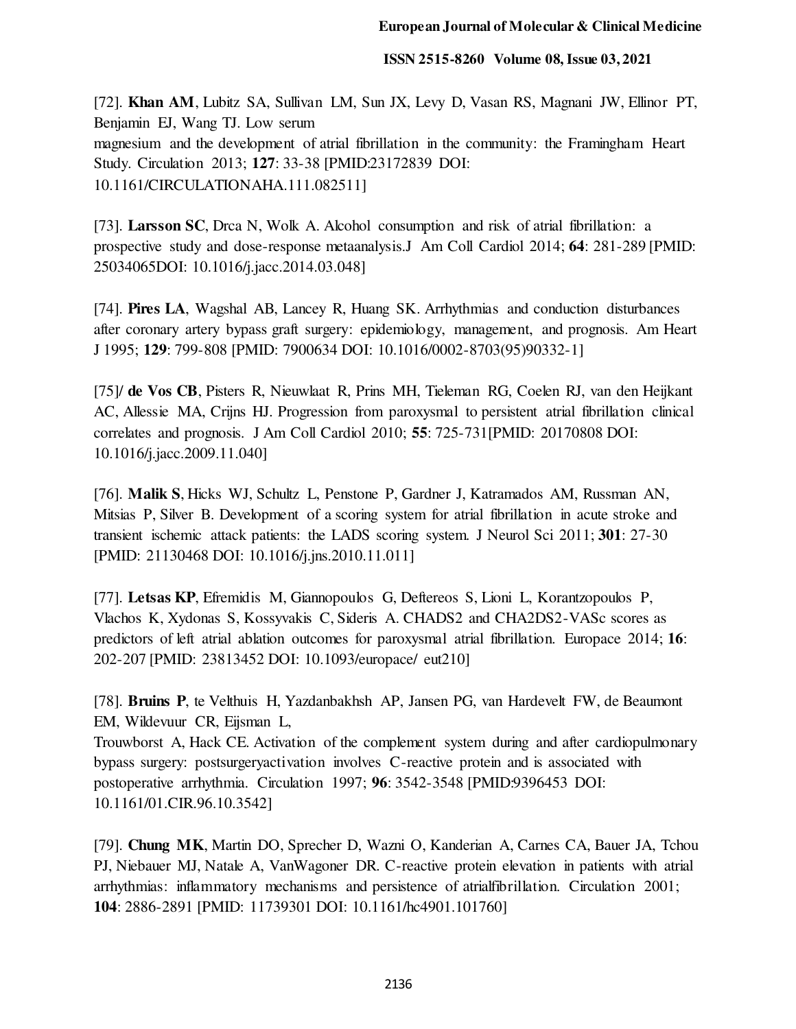[72]. **Khan AM**, Lubitz SA, Sullivan LM, Sun JX, Levy D, Vasan RS, Magnani JW, Ellinor PT, Benjamin EJ, Wang TJ. Low serum magnesium and the development of atrial fibrillation in the community: the Framingham Heart Study. Circulation 2013; **127**: 33-38 [PMID:23172839 DOI: 10.1161/CIRCULATIONAHA.111.082511]

[73]. **Larsson SC**, Drca N, Wolk A. Alcohol consumption and risk of atrial fibrillation: a prospective study and dose-response metaanalysis.J Am Coll Cardiol 2014; **64**: 281-289 [PMID: 25034065DOI: 10.1016/j.jacc.2014.03.048]

[74]. **Pires LA**, Wagshal AB, Lancey R, Huang SK. Arrhythmias and conduction disturbances after coronary artery bypass graft surgery: epidemiology, management, and prognosis. Am Heart J 1995; **129**: 799-808 [PMID: 7900634 DOI: 10.1016/0002-8703(95)90332-1]

[75]/ **de Vos CB**, Pisters R, Nieuwlaat R, Prins MH, Tieleman RG, Coelen RJ, van den Heijkant AC, Allessie MA, Crijns HJ. Progression from paroxysmal to persistent atrial fibrillation clinical correlates and prognosis. J Am Coll Cardiol 2010; **55**: 725-731[PMID: 20170808 DOI: 10.1016/j.jacc.2009.11.040]

[76]. **Malik S**, Hicks WJ, Schultz L, Penstone P, Gardner J, Katramados AM, Russman AN, Mitsias P, Silver B. Development of a scoring system for atrial fibrillation in acute stroke and transient ischemic attack patients: the LADS scoring system. J Neurol Sci 2011; **301**: 27-30 [PMID: 21130468 DOI: 10.1016/j.jns.2010.11.011]

[77]. **Letsas KP**, Efremidis M, Giannopoulos G, Deftereos S, Lioni L, Korantzopoulos P, Vlachos K, Xydonas S, Kossyvakis C, Sideris A. CHADS2 and CHA2DS2-VASc scores as predictors of left atrial ablation outcomes for paroxysmal atrial fibrillation. Europace 2014; **16**: 202-207 [PMID: 23813452 DOI: 10.1093/europace/ eut210]

[78]. **Bruins P**, te Velthuis H, Yazdanbakhsh AP, Jansen PG, van Hardevelt FW, de Beaumont EM, Wildevuur CR, Eijsman L, Trouwborst A, Hack CE. Activation of the complement system during and after cardiopulmonary bypass surgery: postsurgeryactivation involves C-reactive protein and is associated with postoperative arrhythmia. Circulation 1997; **96**: 3542-3548 [PMID:9396453 DOI: 10.1161/01.CIR.96.10.3542]

[79]. **Chung MK**, Martin DO, Sprecher D, Wazni O, Kanderian A, Carnes CA, Bauer JA, Tchou PJ, Niebauer MJ, Natale A, VanWagoner DR. C-reactive protein elevation in patients with atrial arrhythmias: inflammatory mechanisms and persistence of atrialfibrillation. Circulation 2001; **104**: 2886-2891 [PMID: 11739301 DOI: 10.1161/hc4901.101760]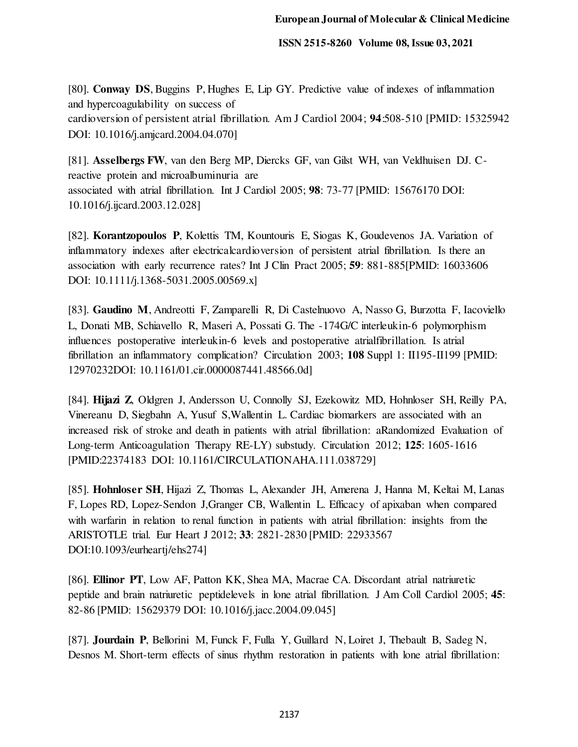[80]. **Conway DS**, Buggins P, Hughes E, Lip GY. Predictive value of indexes of inflammation and hypercoagulability on success of cardioversion of persistent atrial fibrillation. Am J Cardiol 2004; **94**:508-510 [PMID: 15325942 DOI: 10.1016/j.amjcard.2004.04.070]

[81]. **Asselbergs FW**, van den Berg MP, Diercks GF, van Gilst WH, van Veldhuisen DJ. C-reactive protein and microalbuminuria are associated with atrial fibrillation. Int J Cardiol 2005; **98**: 73-77 [PMID: 15676170 DOI: 10.1016/j.ijcard.2003.12.028]

[82]. **Korantzopoulos P**, Kolettis TM, Kountouris E, Siogas K, Goudevenos JA. Variation of inflammatory indexes after electricalcardioversion of persistent atrial fibrillation. Is there an association with early recurrence rates? Int J Clin Pract 2005; **59**: 881-885[PMID: 16033606 DOI: 10.1111/j.1368-5031.2005.00569.x]

[83]. **Gaudino M**, Andreotti F, Zamparelli R, Di Castelnuovo A, Nasso G, Burzotta F, Iacoviello L, Donati MB, Schiavello R, Maseri A, Possati G. The -174G/C interleukin-6 polymorphism influences postoperative interleukin-6 levels and postoperative atrialfibrillation. Is atrial fibrillation an inflammatory complication? Circulation 2003; **108** Suppl 1: II195-II199 [PMID: 12970232DOI: 10.1161/01.cir.0000087441.48566.0d]

[84]. **Hijazi Z**, Oldgren J, Andersson U, Connolly SJ, Ezekowitz MD, Hohnloser SH, Reilly PA, Vinereanu D, Siegbahn A, Yusuf S,Wallentin L. Cardiac biomarkers are associated with an increased risk of stroke and death in patients with atrial fibrillation: aRandomized Evaluation of Long-term Anticoagulation Therapy RE-LY) substudy. Circulation 2012; **125**: 1605-1616 [PMID:22374183 DOI: 10.1161/CIRCULATIONAHA.111.038729]

[85]. **Hohnloser SH**, Hijazi Z, Thomas L, Alexander JH, Amerena J, Hanna M, Keltai M, Lanas F, Lopes RD, Lopez-Sendon J,Granger CB, Wallentin L. Efficacy of apixaban when compared with warfarin in relation to renal function in patients with atrial fibrillation: insights from the ARISTOTLE trial. Eur Heart J 2012; **33**: 2821-2830 [PMID: 22933567 DOI:10.1093/eurheartj/ehs274]

[86]. **Ellinor PT**, Low AF, Patton KK, Shea MA, Macrae CA. Discordant atrial natriuretic peptide and brain natriuretic peptidelevels in lone atrial fibrillation. J Am Coll Cardiol 2005; **45**: 82-86 [PMID: 15629379 DOI: 10.1016/j.jacc.2004.09.045]

[87]. **Jourdain P**, Bellorini M, Funck F, Fulla Y, Guillard N, Loiret J, Thebault B, Sadeg N, Desnos M. Short-term effects of sinus rhythm restoration in patients with lone atrial fibrillation: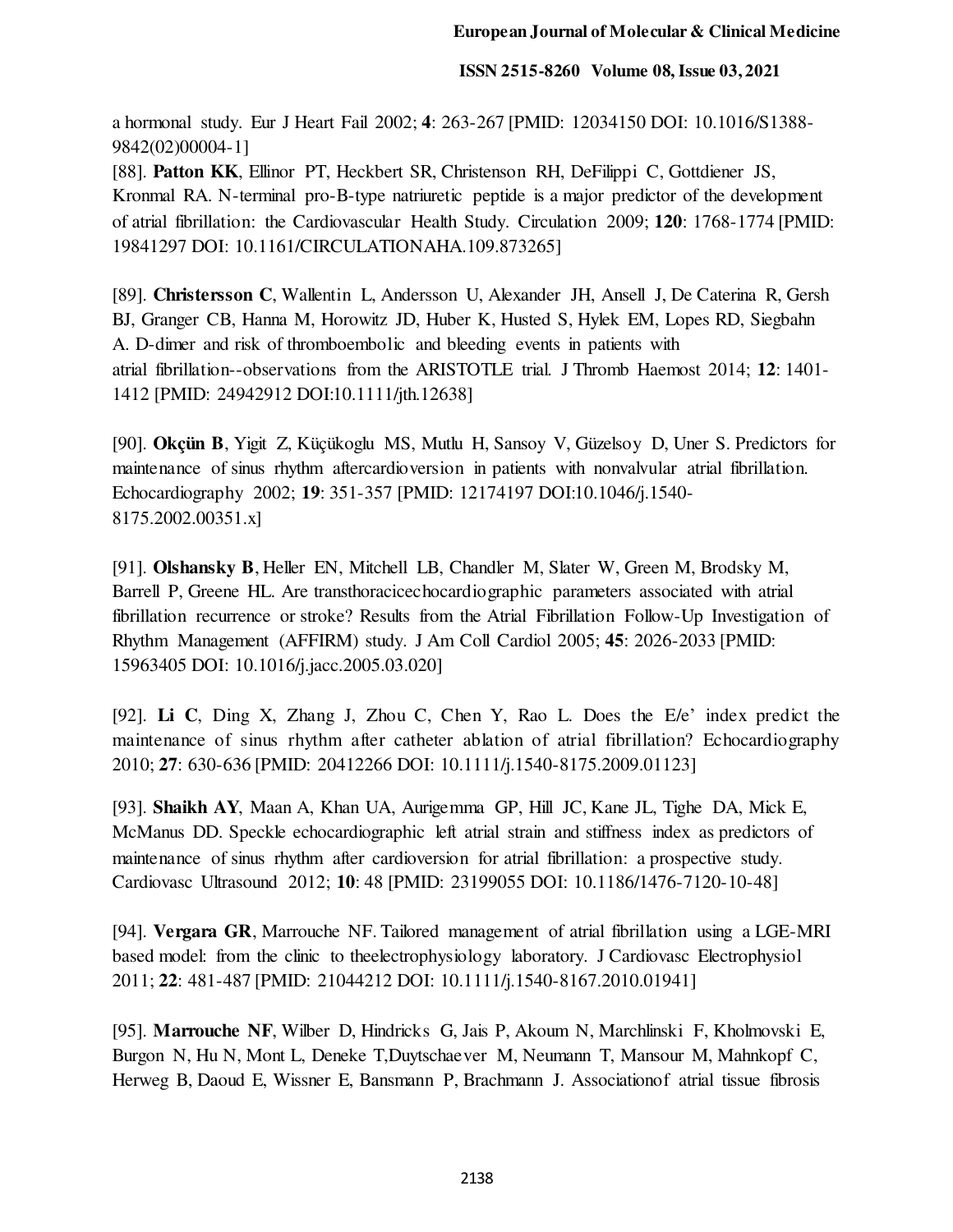a hormonal study. Eur J Heart Fail 2002; **4**: 263-267 [PMID: 12034150 DOI: 10.1016/S1388-9842(02)00004-1]

[88]. **Patton KK**, Ellinor PT, Heckbert SR, Christenson RH, DeFilippi C, Gottdiener JS, Kronmal RA. N-terminal pro-B-type natriuretic peptide is a major predictor of the development of atrial fibrillation: the Cardiovascular Health Study. Circulation 2009; **120**: 1768-1774 [PMID: 19841297 DOI: 10.1161/CIRCULATIONAHA.109.873265]

[89]. **Christersson C**, Wallentin L, Andersson U, Alexander JH, Ansell J, De Caterina R, Gersh BJ, Granger CB, Hanna M, Horowitz JD, Huber K, Husted S, Hylek EM, Lopes RD, Siegbahn A. D-dimer and risk of thromboembolic and bleeding events in patients with atrial fibrillation--observations from the ARISTOTLE trial. J Thromb Haemost 2014; **12**: 1401-1412 [PMID: 24942912 DOI:10.1111/jth.12638]

[90]. **Okçün B**, Yigit Z, Küçükoglu MS, Mutlu H, Sansoy V, Güzelsoy D, Uner S. Predictors for maintenance of sinus rhythm aftercardioversion in patients with nonvalvular atrial fibrillation. Echocardiography 2002; **19**: 351-357 [PMID: 12174197 DOI:10.1046/j.1540-8175.2002.00351.x]

[91]. **Olshansky B**, Heller EN, Mitchell LB, Chandler M, Slater W, Green M, Brodsky M, Barrell P, Greene HL. Are transthoracicechocardiographic parameters associated with atrial fibrillation recurrence or stroke? Results from the Atrial Fibrillation Follow-Up Investigation of Rhythm Management (AFFIRM) study. J Am Coll Cardiol 2005; **45**: 2026-2033 [PMID: 15963405 DOI: 10.1016/j.jacc.2005.03.020]

[92]. **Li C**, Ding X, Zhang J, Zhou C, Chen Y, Rao L. Does the E/e' index predict the maintenance of sinus rhythm after catheter ablation of atrial fibrillation? Echocardiography 2010; **27**: 630-636 [PMID: 20412266 DOI: 10.1111/j.1540-8175.2009.01123]

[93]. **Shaikh AY**, Maan A, Khan UA, Aurigemma GP, Hill JC, Kane JL, Tighe DA, Mick E, McManus DD. Speckle echocardiographic left atrial strain and stiffness index as predictors of maintenance of sinus rhythm after cardioversion for atrial fibrillation: a prospective study. Cardiovasc Ultrasound 2012; **10**: 48 [PMID: 23199055 DOI: 10.1186/1476-7120-10-48]

[94]. **Vergara GR**, Marrouche NF. Tailored management of atrial fibrillation using a LGE-MRI based model: from the clinic to theelectrophysiology laboratory. J Cardiovasc Electrophysiol 2011; **22**: 481-487 [PMID: 21044212 DOI: 10.1111/j.1540-8167.2010.01941]

[95]. **Marrouche NF**, Wilber D, Hindricks G, Jais P, Akoum N, Marchlinski F, Kholmovski E, Burgon N, Hu N, Mont L, Deneke T,Duytschaever M, Neumann T, Mansour M, Mahnkopf C, Herweg B, Daoud E, Wissner E, Bansmann P, Brachmann J. Associationof atrial tissue fibrosis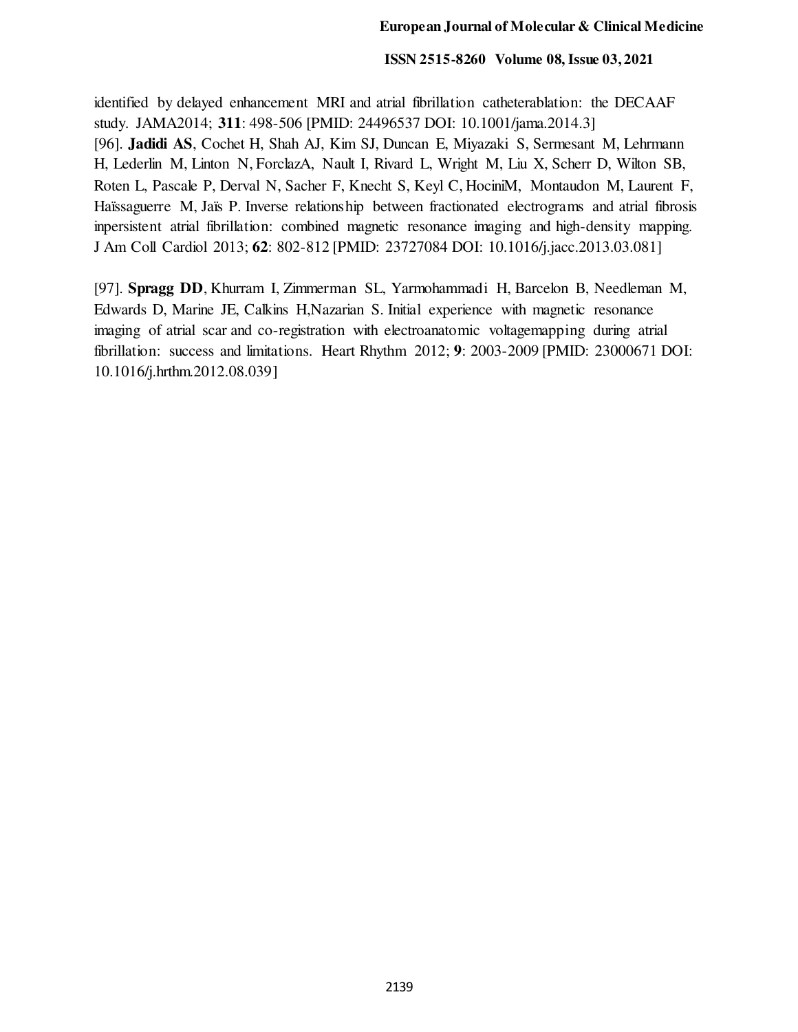identified by delayed enhancement MRI and atrial fibrillation catheterablation: the DECAAF study. JAMA2014; **311**: 498-506 [PMID: 24496537 DOI: 10.1001/jama.2014.3]

[96]. **Jadidi AS**, Cochet H, Shah AJ, Kim SJ, Duncan E, Miyazaki S, Sermesant M, Lehrmann H, Lederlin M, Linton N, ForclazA, Nault I, Rivard L, Wright M, Liu X, Scherr D, Wilton SB, Roten L, Pascale P, Derval N, Sacher F, Knecht S, Keyl C, HociniM, Montaudon M, Laurent F, Haïssaguerre M, Jaïs P. Inverse relationship between fractionated electrograms and atrial fibrosis inpersistent atrial fibrillation: combined magnetic resonance imaging and high-density mapping. J Am Coll Cardiol 2013; **62**: 802-812 [PMID: 23727084 DOI: 10.1016/j.jacc.2013.03.081]

[97]. **Spragg DD**, Khurram I, Zimmerman SL, Yarmohammadi H, Barcelon B, Needleman M, Edwards D, Marine JE, Calkins H,Nazarian S. Initial experience with magnetic resonance imaging of atrial scar and co-registration with electroanatomic voltagemapping during atrial fibrillation: success and limitations. Heart Rhythm 2012; **9**: 2003-2009 [PMID: 23000671 DOI: 10.1016/j.hrthm.2012.08.039]